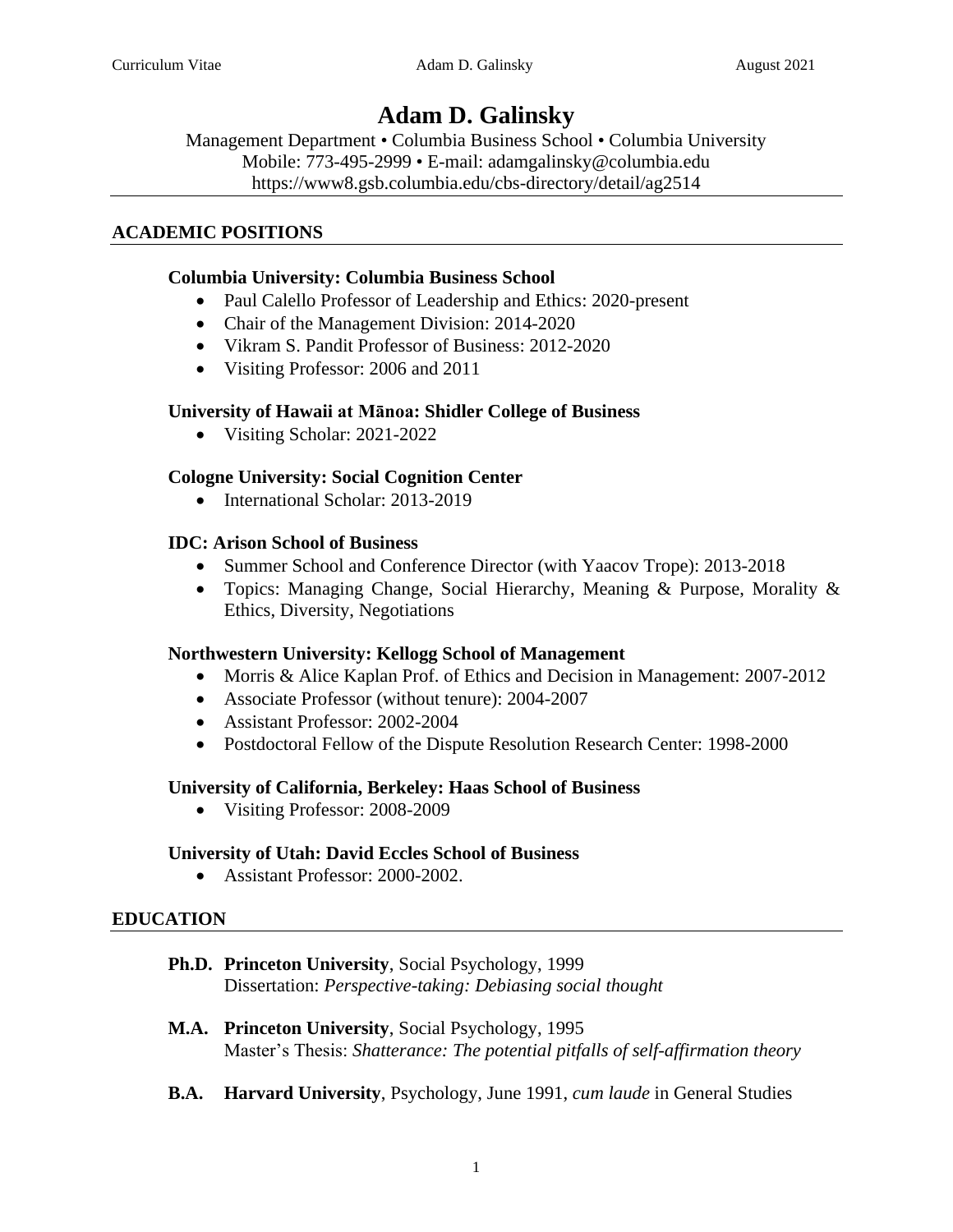# Adam D. Galinsky

Management Department • Columbia Business School • Columbia University
Mobile: 773-495-2999 • E-mail: adamgalinsky@columbia.edu
https://www8.gsb.columbia.edu/cbs-directory/detail/ag2514

## ACADEMIC POSITIONS

**Columbia University: Columbia Business School**

- Paul Calello Professor of Leadership and Ethics: 2020-present
- Chair of the Management Division: 2014-2020
- Vikram S. Pandit Professor of Business: 2012-2020
- Visiting Professor: 2006 and 2011

**University of Hawaii at Mānoa: Shidler College of Business**

- Visiting Scholar: 2021-2022

**Cologne University: Social Cognition Center**

- International Scholar: 2013-2019

**IDC: Arison School of Business**

- Summer School and Conference Director (with Yaacov Trope): 2013-2018
- Topics: Managing Change, Social Hierarchy, Meaning & Purpose, Morality & Ethics, Diversity, Negotiations

**Northwestern University: Kellogg School of Management**

- Morris & Alice Kaplan Prof. of Ethics and Decision in Management: 2007-2012
- Associate Professor (without tenure): 2004-2007
- Assistant Professor: 2002-2004
- Postdoctoral Fellow of the Dispute Resolution Research Center: 1998-2000

**University of California, Berkeley: Haas School of Business**

- Visiting Professor: 2008-2009

**University of Utah: David Eccles School of Business**

- Assistant Professor: 2000-2002.

## EDUCATION

**Ph.D.** **Princeton University**, Social Psychology, 1999
Dissertation: *Perspective-taking: Debiasing social thought*

**M.A.** **Princeton University**, Social Psychology, 1995
Master's Thesis: *Shatterance: The potential pitfalls of self-affirmation theory*

**B.A.** **Harvard University**, Psychology, June 1991, *cum laude* in General Studies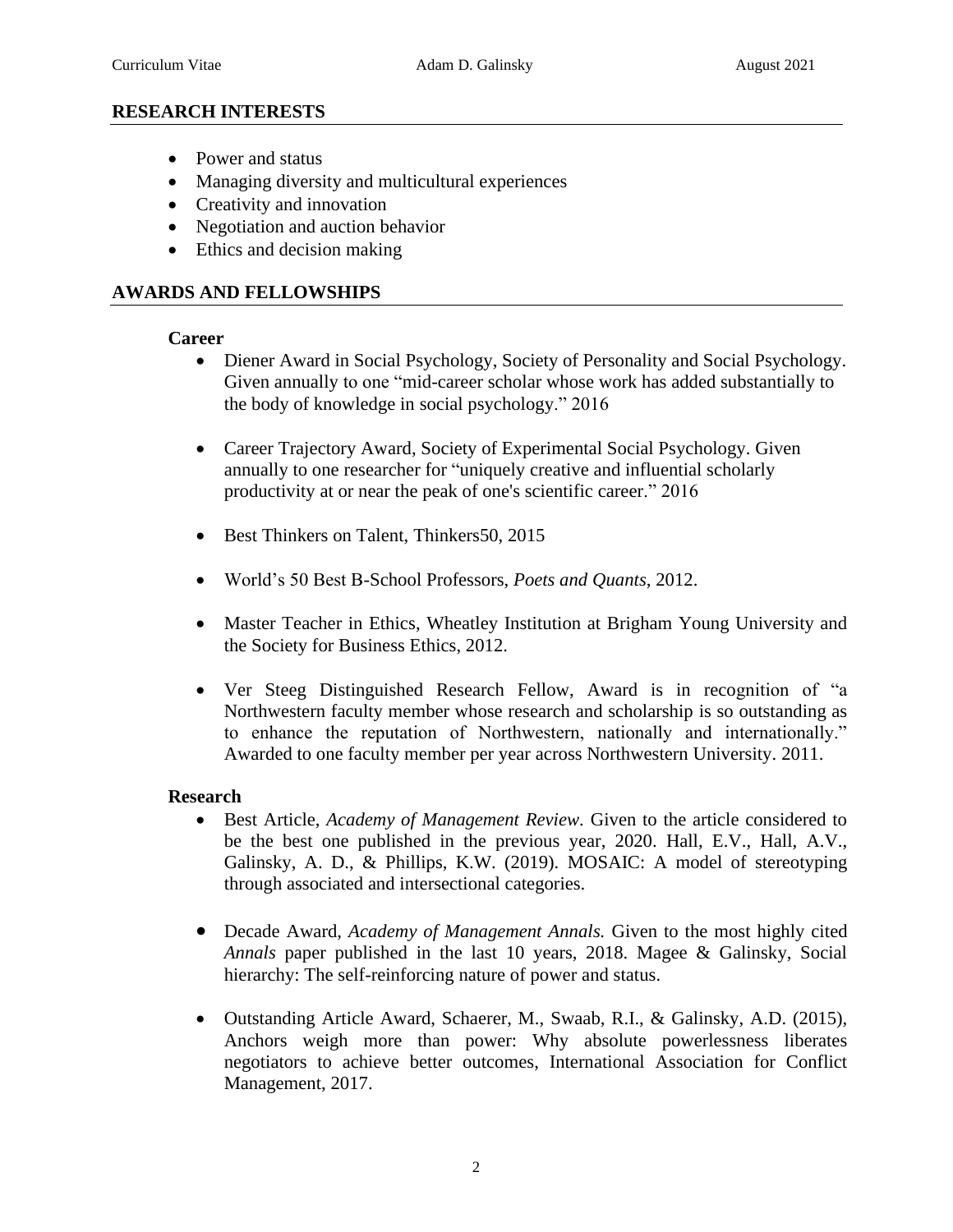## RESEARCH INTERESTS

- Power and status
- Managing diversity and multicultural experiences
- Creativity and innovation
- Negotiation and auction behavior
- Ethics and decision making

## AWARDS AND FELLOWSHIPS

### Career

- Diener Award in Social Psychology, Society of Personality and Social Psychology. Given annually to one "mid-career scholar whose work has added substantially to the body of knowledge in social psychology." 2016

- Career Trajectory Award, Society of Experimental Social Psychology. Given annually to one researcher for "uniquely creative and influential scholarly productivity at or near the peak of one's scientific career." 2016

- Best Thinkers on Talent, Thinkers50, 2015

- World's 50 Best B-School Professors, *Poets and Quants*, 2012.

- Master Teacher in Ethics, Wheatley Institution at Brigham Young University and the Society for Business Ethics, 2012.

- Ver Steeg Distinguished Research Fellow, Award is in recognition of "a Northwestern faculty member whose research and scholarship is so outstanding as to enhance the reputation of Northwestern, nationally and internationally." Awarded to one faculty member per year across Northwestern University. 2011.

### Research

- Best Article, *Academy of Management Review*. Given to the article considered to be the best one published in the previous year, 2020. Hall, E.V., Hall, A.V., Galinsky, A. D., & Phillips, K.W. (2019). MOSAIC: A model of stereotyping through associated and intersectional categories.

- Decade Award, *Academy of Management Annals.* Given to the most highly cited *Annals* paper published in the last 10 years, 2018. Magee & Galinsky, Social hierarchy: The self-reinforcing nature of power and status.

- Outstanding Article Award, Schaerer, M., Swaab, R.I., & Galinsky, A.D. (2015), Anchors weigh more than power: Why absolute powerlessness liberates negotiators to achieve better outcomes, International Association for Conflict Management, 2017.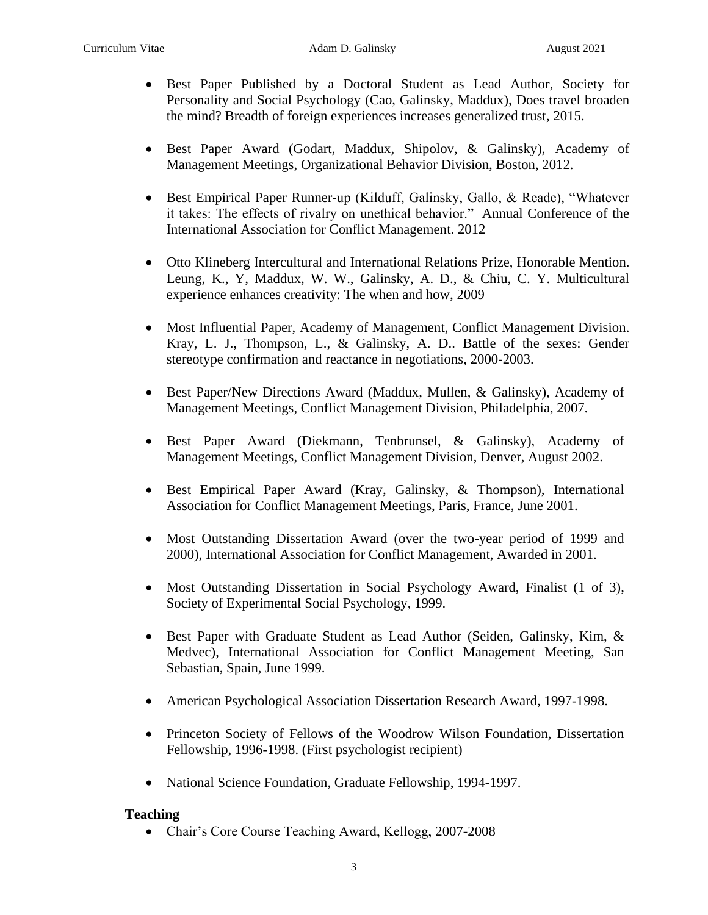- Best Paper Published by a Doctoral Student as Lead Author, Society for Personality and Social Psychology (Cao, Galinsky, Maddux), Does travel broaden the mind? Breadth of foreign experiences increases generalized trust, 2015.

- Best Paper Award (Godart, Maddux, Shipolov, & Galinsky), Academy of Management Meetings, Organizational Behavior Division, Boston, 2012.

- Best Empirical Paper Runner-up (Kilduff, Galinsky, Gallo, & Reade), "Whatever it takes: The effects of rivalry on unethical behavior." Annual Conference of the International Association for Conflict Management. 2012

- Otto Klineberg Intercultural and International Relations Prize, Honorable Mention. Leung, K., Y, Maddux, W. W., Galinsky, A. D., & Chiu, C. Y. Multicultural experience enhances creativity: The when and how, 2009

- Most Influential Paper, Academy of Management, Conflict Management Division. Kray, L. J., Thompson, L., & Galinsky, A. D.. Battle of the sexes: Gender stereotype confirmation and reactance in negotiations, 2000-2003.

- Best Paper/New Directions Award (Maddux, Mullen, & Galinsky), Academy of Management Meetings, Conflict Management Division, Philadelphia, 2007.

- Best Paper Award (Diekmann, Tenbrunsel, & Galinsky), Academy of Management Meetings, Conflict Management Division, Denver, August 2002.

- Best Empirical Paper Award (Kray, Galinsky, & Thompson), International Association for Conflict Management Meetings, Paris, France, June 2001.

- Most Outstanding Dissertation Award (over the two-year period of 1999 and 2000), International Association for Conflict Management, Awarded in 2001.

- Most Outstanding Dissertation in Social Psychology Award, Finalist (1 of 3), Society of Experimental Social Psychology, 1999.

- Best Paper with Graduate Student as Lead Author (Seiden, Galinsky, Kim, & Medvec), International Association for Conflict Management Meeting, San Sebastian, Spain, June 1999.

- American Psychological Association Dissertation Research Award, 1997-1998.

- Princeton Society of Fellows of the Woodrow Wilson Foundation, Dissertation Fellowship, 1996-1998. (First psychologist recipient)

- National Science Foundation, Graduate Fellowship, 1994-1997.

**Teaching**

- Chair's Core Course Teaching Award, Kellogg, 2007-2008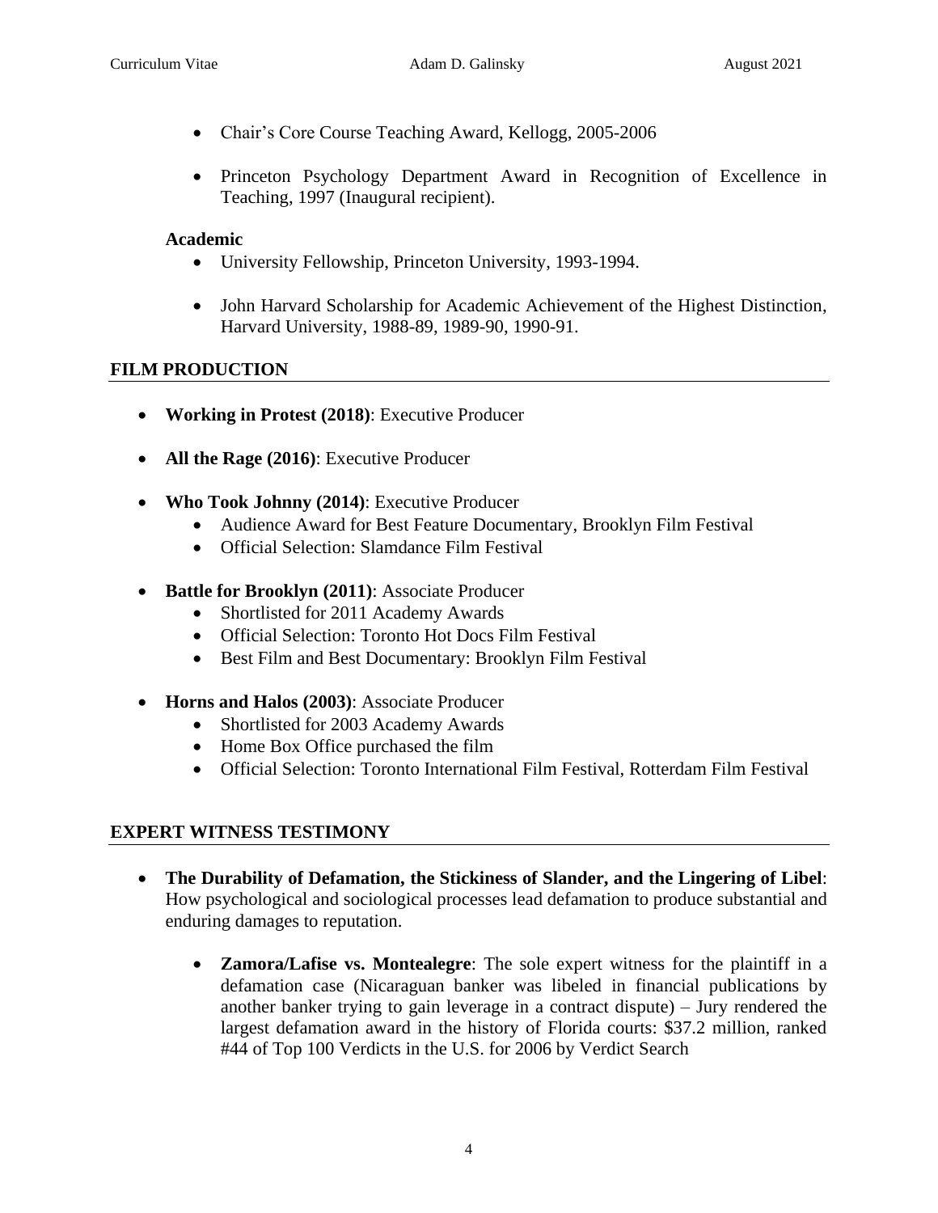- Chair's Core Course Teaching Award, Kellogg, 2005-2006

- Princeton Psychology Department Award in Recognition of Excellence in Teaching, 1997 (Inaugural recipient).

**Academic**

- University Fellowship, Princeton University, 1993-1994.

- John Harvard Scholarship for Academic Achievement of the Highest Distinction, Harvard University, 1988-89, 1989-90, 1990-91.

## FILM PRODUCTION

- **Working in Protest (2018)**: Executive Producer

- **All the Rage (2016)**: Executive Producer

- **Who Took Johnny (2014)**: Executive Producer
  - Audience Award for Best Feature Documentary, Brooklyn Film Festival
  - Official Selection: Slamdance Film Festival

- **Battle for Brooklyn (2011)**: Associate Producer
  - Shortlisted for 2011 Academy Awards
  - Official Selection: Toronto Hot Docs Film Festival
  - Best Film and Best Documentary: Brooklyn Film Festival

- **Horns and Halos (2003)**: Associate Producer
  - Shortlisted for 2003 Academy Awards
  - Home Box Office purchased the film
  - Official Selection: Toronto International Film Festival, Rotterdam Film Festival

## EXPERT WITNESS TESTIMONY

- **The Durability of Defamation, the Stickiness of Slander, and the Lingering of Libel**: How psychological and sociological processes lead defamation to produce substantial and enduring damages to reputation.

  - **Zamora/Lafise vs. Montealegre**: The sole expert witness for the plaintiff in a defamation case (Nicaraguan banker was libeled in financial publications by another banker trying to gain leverage in a contract dispute) – Jury rendered the largest defamation award in the history of Florida courts: $37.2 million, ranked #44 of Top 100 Verdicts in the U.S. for 2006 by Verdict Search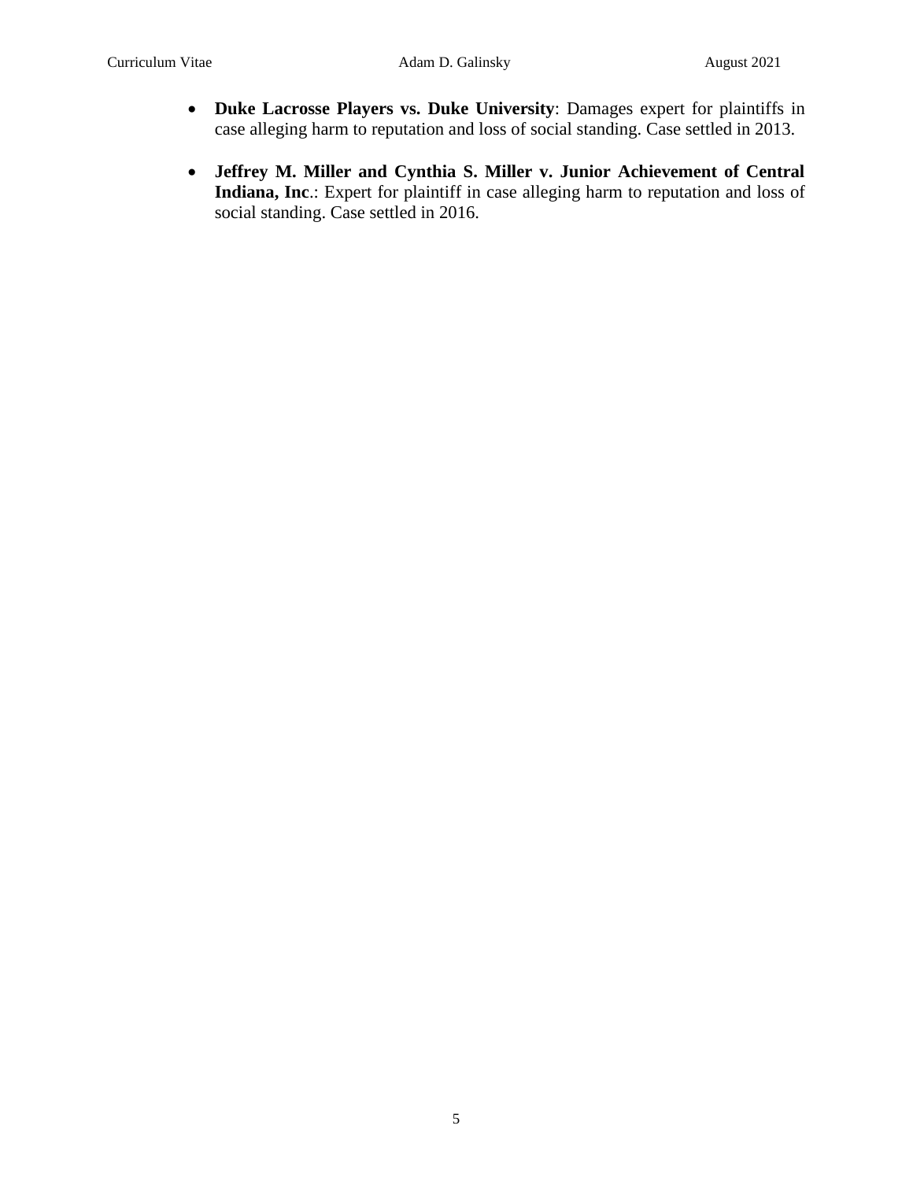- **Duke Lacrosse Players vs. Duke University**: Damages expert for plaintiffs in case alleging harm to reputation and loss of social standing. Case settled in 2013.

- **Jeffrey M. Miller and Cynthia S. Miller v. Junior Achievement of Central Indiana, Inc**.: Expert for plaintiff in case alleging harm to reputation and loss of social standing. Case settled in 2016.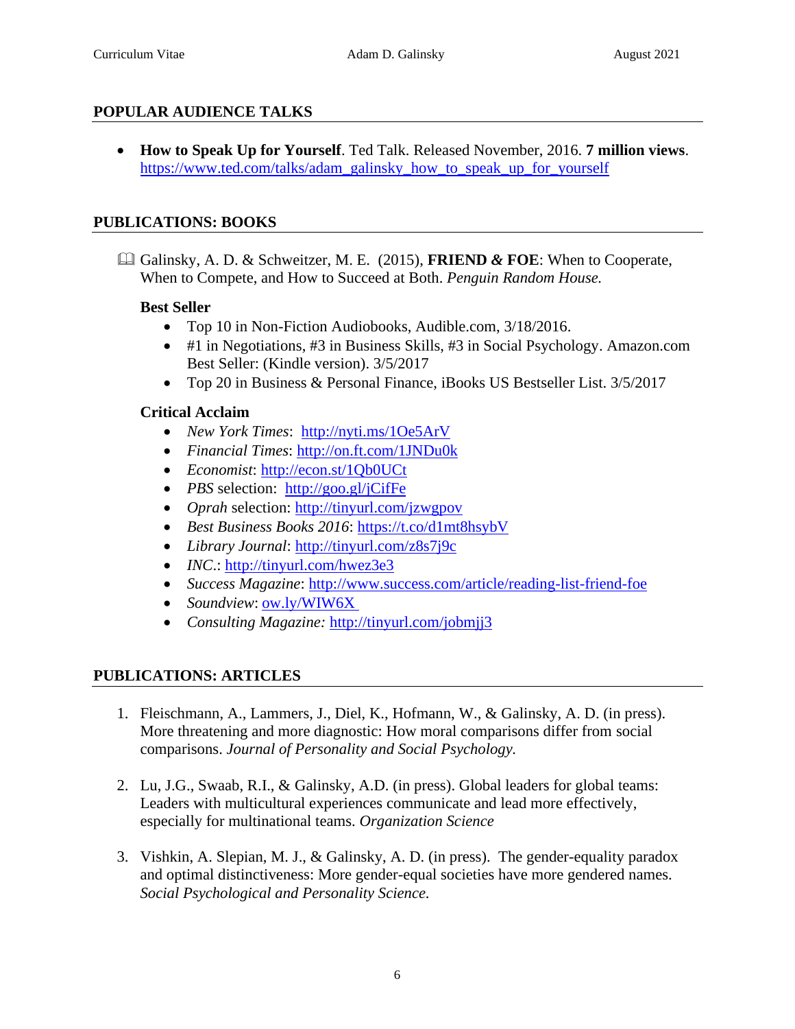## POPULAR AUDIENCE TALKS

- **How to Speak Up for Yourself**. Ted Talk. Released November, 2016. **7 million views**. https://www.ted.com/talks/adam_galinsky_how_to_speak_up_for_yourself

## PUBLICATIONS: BOOKS

📖 Galinsky, A. D. & Schweitzer, M. E. (2015), **FRIEND & FOE**: When to Cooperate, When to Compete, and How to Succeed at Both. *Penguin Random House.*

**Best Seller**

- Top 10 in Non-Fiction Audiobooks, Audible.com, 3/18/2016.
- #1 in Negotiations, #3 in Business Skills, #3 in Social Psychology. Amazon.com Best Seller: (Kindle version). 3/5/2017
- Top 20 in Business & Personal Finance, iBooks US Bestseller List. 3/5/2017

**Critical Acclaim**

- *New York Times*: http://nyti.ms/1Oe5ArV
- *Financial Times*: http://on.ft.com/1JNDu0k
- *Economist*: http://econ.st/1Qb0UCt
- *PBS* selection: http://goo.gl/jCifFe
- *Oprah* selection: http://tinyurl.com/jzwgpov
- *Best Business Books 2016*: https://t.co/d1mt8hsybV
- *Library Journal*: http://tinyurl.com/z8s7j9c
- *INC.*: http://tinyurl.com/hwez3e3
- *Success Magazine*: http://www.success.com/article/reading-list-friend-foe
- *Soundview*: ow.ly/WIW6X
- *Consulting Magazine:* http://tinyurl.com/jobmjj3

## PUBLICATIONS: ARTICLES

1. Fleischmann, A., Lammers, J., Diel, K., Hofmann, W., & Galinsky, A. D. (in press). More threatening and more diagnostic: How moral comparisons differ from social comparisons. *Journal of Personality and Social Psychology.*

2. Lu, J.G., Swaab, R.I., & Galinsky, A.D. (in press). Global leaders for global teams: Leaders with multicultural experiences communicate and lead more effectively, especially for multinational teams. *Organization Science*

3. Vishkin, A. Slepian, M. J., & Galinsky, A. D. (in press). The gender-equality paradox and optimal distinctiveness: More gender-equal societies have more gendered names. *Social Psychological and Personality Science.*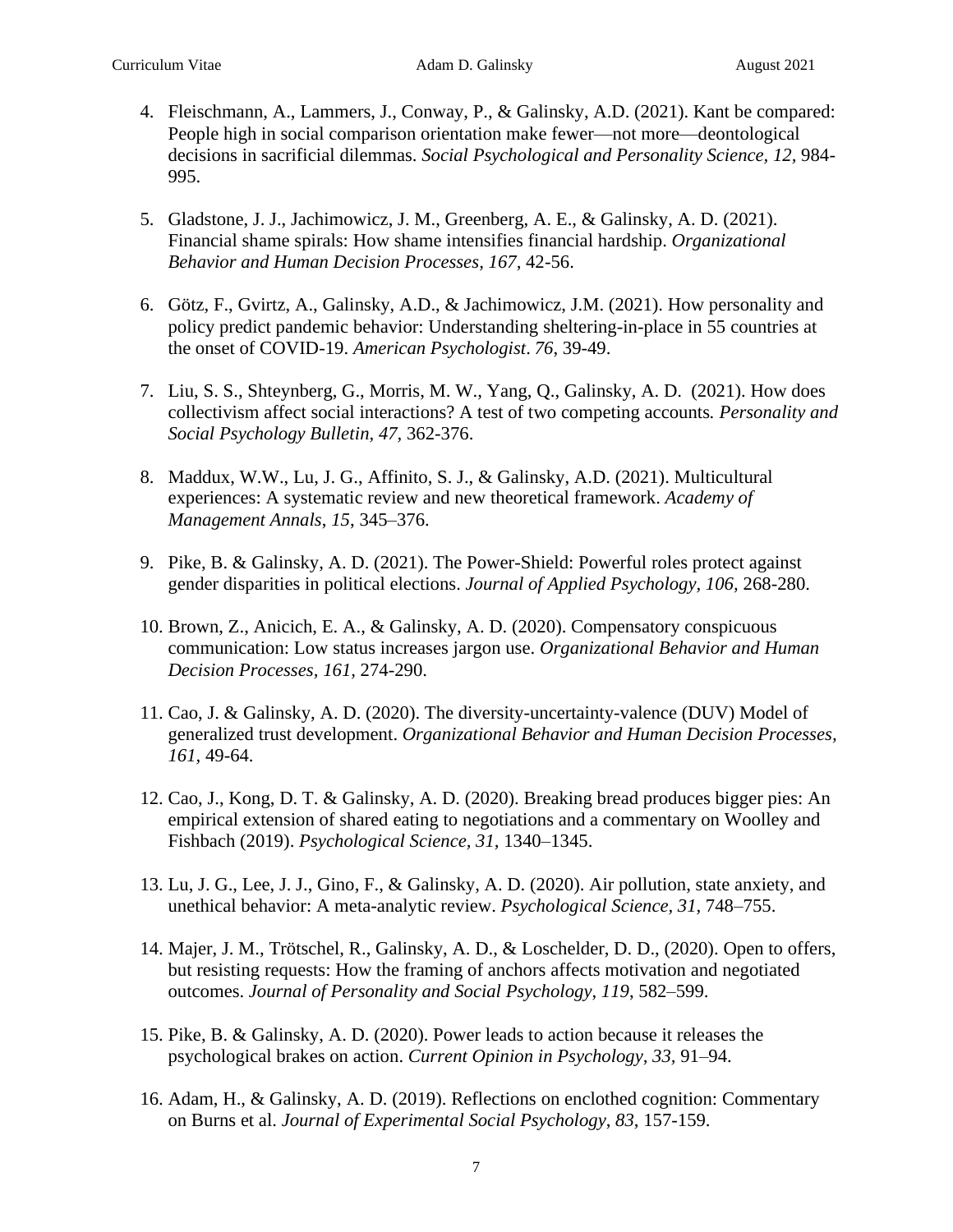4. Fleischmann, A., Lammers, J., Conway, P., & Galinsky, A.D. (2021). Kant be compared: People high in social comparison orientation make fewer—not more—deontological decisions in sacrificial dilemmas. *Social Psychological and Personality Science, 12,* 984-995.

5. Gladstone, J. J., Jachimowicz, J. M., Greenberg, A. E., & Galinsky, A. D. (2021). Financial shame spirals: How shame intensifies financial hardship. *Organizational Behavior and Human Decision Processes, 167,* 42-56.

6. Götz, F., Gvirtz, A., Galinsky, A.D., & Jachimowicz, J.M. (2021). How personality and policy predict pandemic behavior: Understanding sheltering-in-place in 55 countries at the onset of COVID-19. *American Psychologist*. *76*, 39-49.

7. Liu, S. S., Shteynberg, G., Morris, M. W., Yang, Q., Galinsky, A. D. (2021). How does collectivism affect social interactions? A test of two competing accounts*. Personality and Social Psychology Bulletin, 47,* 362-376.

8. Maddux, W.W., Lu, J. G., Affinito, S. J., & Galinsky, A.D. (2021). Multicultural experiences: A systematic review and new theoretical framework. *Academy of Management Annals*, *15*, 345–376.

9. Pike, B. & Galinsky, A. D. (2021). The Power-Shield: Powerful roles protect against gender disparities in political elections. *Journal of Applied Psychology, 106,* 268-280.

10. Brown, Z., Anicich, E. A., & Galinsky, A. D. (2020). Compensatory conspicuous communication: Low status increases jargon use. *Organizational Behavior and Human Decision Processes*, *161,* 274-290.

11. Cao, J. & Galinsky, A. D. (2020). The diversity-uncertainty-valence (DUV) Model of generalized trust development. *Organizational Behavior and Human Decision Processes, 161,* 49-64.

12. Cao, J., Kong, D. T. & Galinsky, A. D. (2020). Breaking bread produces bigger pies: An empirical extension of shared eating to negotiations and a commentary on Woolley and Fishbach (2019). *Psychological Science, 31,* 1340–1345.

13. Lu, J. G., Lee, J. J., Gino, F., & Galinsky, A. D. (2020). Air pollution, state anxiety, and unethical behavior: A meta-analytic review. *Psychological Science, 31*, 748–755.

14. Majer, J. M., Trötschel, R., Galinsky, A. D., & Loschelder, D. D., (2020). Open to offers, but resisting requests: How the framing of anchors affects motivation and negotiated outcomes. *Journal of Personality and Social Psychology*, *119*, 582–599.

15. Pike, B. & Galinsky, A. D. (2020). Power leads to action because it releases the psychological brakes on action. *Current Opinion in Psychology*, *33,* 91–94.

16. Adam, H., & Galinsky, A. D. (2019). Reflections on enclothed cognition: Commentary on Burns et al. *Journal of Experimental Social Psychology*, *83*, 157-159.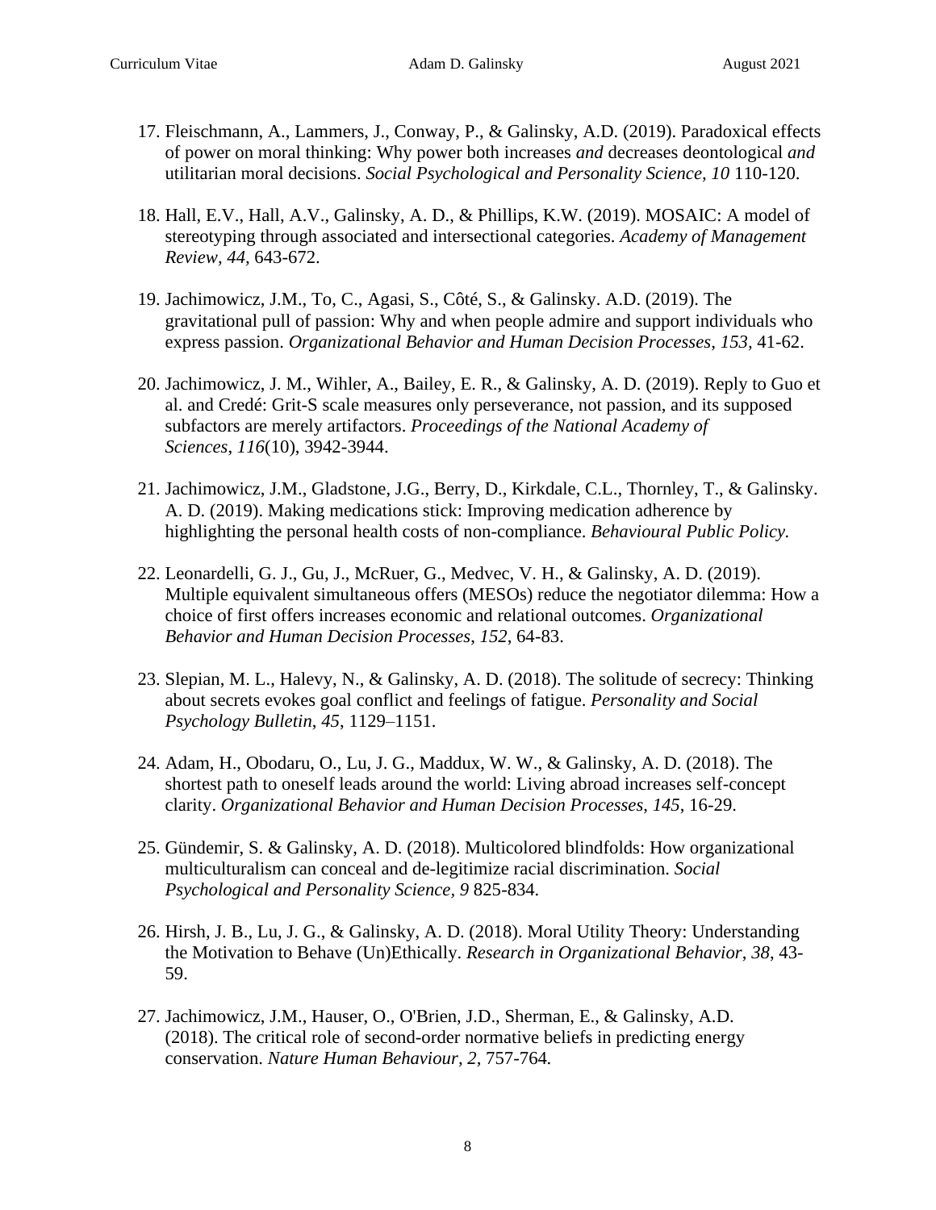17. Fleischmann, A., Lammers, J., Conway, P., & Galinsky, A.D. (2019). Paradoxical effects of power on moral thinking: Why power both increases *and* decreases deontological *and* utilitarian moral decisions. *Social Psychological and Personality Science, 10* 110-120.

18. Hall, E.V., Hall, A.V., Galinsky, A. D., & Phillips, K.W. (2019). MOSAIC: A model of stereotyping through associated and intersectional categories. *Academy of Management Review, 44*, 643-672.

19. Jachimowicz, J.M., To, C., Agasi, S., Côté, S., & Galinsky. A.D. (2019). The gravitational pull of passion: Why and when people admire and support individuals who express passion. *Organizational Behavior and Human Decision Processes, 153*, 41-62.

20. Jachimowicz, J. M., Wihler, A., Bailey, E. R., & Galinsky, A. D. (2019). Reply to Guo et al. and Credé: Grit-S scale measures only perseverance, not passion, and its supposed subfactors are merely artifactors. *Proceedings of the National Academy of Sciences*, *116*(10), 3942-3944.

21. Jachimowicz, J.M., Gladstone, J.G., Berry, D., Kirkdale, C.L., Thornley, T., & Galinsky. A. D. (2019). Making medications stick: Improving medication adherence by highlighting the personal health costs of non-compliance. *Behavioural Public Policy.*

22. Leonardelli, G. J., Gu, J., McRuer, G., Medvec, V. H., & Galinsky, A. D. (2019). Multiple equivalent simultaneous offers (MESOs) reduce the negotiator dilemma: How a choice of first offers increases economic and relational outcomes. *Organizational Behavior and Human Decision Processes*, *152*, 64-83.

23. Slepian, M. L., Halevy, N., & Galinsky, A. D. (2018). The solitude of secrecy: Thinking about secrets evokes goal conflict and feelings of fatigue. *Personality and Social Psychology Bulletin*, *45*, 1129–1151.

24. Adam, H., Obodaru, O., Lu, J. G., Maddux, W. W., & Galinsky, A. D. (2018). The shortest path to oneself leads around the world: Living abroad increases self-concept clarity. *Organizational Behavior and Human Decision Processes*, *145*, 16-29.

25. Gündemir, S. & Galinsky, A. D. (2018). Multicolored blindfolds: How organizational multiculturalism can conceal and de-legitimize racial discrimination. *Social Psychological and Personality Science, 9* 825-834.

26. Hirsh, J. B., Lu, J. G., & Galinsky, A. D. (2018). Moral Utility Theory: Understanding the Motivation to Behave (Un)Ethically. *Research in Organizational Behavior*, *38*, 43-59.

27. Jachimowicz, J.M., Hauser, O., O'Brien, J.D., Sherman, E., & Galinsky, A.D. (2018). The critical role of second-order normative beliefs in predicting energy conservation. *Nature Human Behaviour, 2,* 757-764.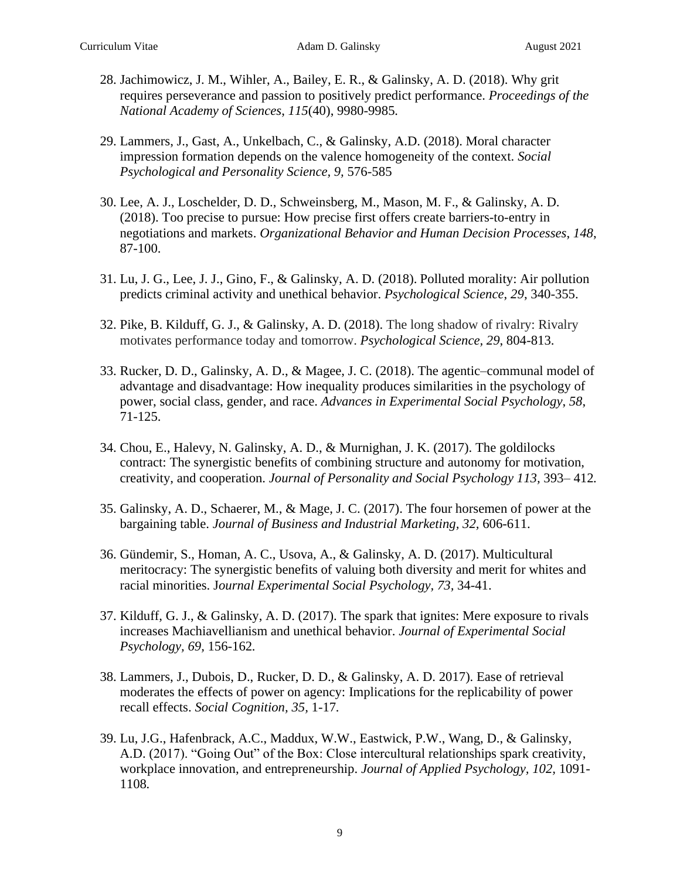28. Jachimowicz, J. M., Wihler, A., Bailey, E. R., & Galinsky, A. D. (2018). Why grit requires perseverance and passion to positively predict performance. *Proceedings of the National Academy of Sciences, 115*(40), 9980-9985.

29. Lammers, J., Gast, A., Unkelbach, C., & Galinsky, A.D. (2018). Moral character impression formation depends on the valence homogeneity of the context. *Social Psychological and Personality Science, 9,* 576-585

30. Lee, A. J., Loschelder, D. D., Schweinsberg, M., Mason, M. F., & Galinsky, A. D. (2018). Too precise to pursue: How precise first offers create barriers-to-entry in negotiations and markets. *Organizational Behavior and Human Decision Processes*, *148*, 87-100.

31. Lu, J. G., Lee, J. J., Gino, F., & Galinsky, A. D. (2018). Polluted morality: Air pollution predicts criminal activity and unethical behavior. *Psychological Science*, *29*, 340-355.

32. Pike, B. Kilduff, G. J., & Galinsky, A. D. (2018). The long shadow of rivalry: Rivalry motivates performance today and tomorrow. *Psychological Science, 29*, 804-813.

33. Rucker, D. D., Galinsky, A. D., & Magee, J. C. (2018). The agentic–communal model of advantage and disadvantage: How inequality produces similarities in the psychology of power, social class, gender, and race. *Advances in Experimental Social Psychology*, *58*, 71-125.

34. Chou, E., Halevy, N. Galinsky, A. D., & Murnighan, J. K. (2017). The goldilocks contract: The synergistic benefits of combining structure and autonomy for motivation, creativity, and cooperation. *Journal of Personality and Social Psychology 113,* 393– 412.

35. Galinsky, A. D., Schaerer, M., & Mage, J. C. (2017). The four horsemen of power at the bargaining table. *Journal of Business and Industrial Marketing, 32,* 606-611.

36. Gündemir, S., Homan, A. C., Usova, A., & Galinsky, A. D. (2017). Multicultural meritocracy: The synergistic benefits of valuing both diversity and merit for whites and racial minorities. J*ournal Experimental Social Psychology, 73,* 34-41.

37. Kilduff, G. J., & Galinsky, A. D. (2017). The spark that ignites: Mere exposure to rivals increases Machiavellianism and unethical behavior. *Journal of Experimental Social Psychology, 69,* 156-162.

38. Lammers, J., Dubois, D., Rucker, D. D., & Galinsky, A. D. 2017). Ease of retrieval moderates the effects of power on agency: Implications for the replicability of power recall effects. *Social Cognition, 35,* 1-17.

39. Lu, J.G., Hafenbrack, A.C., Maddux, W.W., Eastwick, P.W., Wang, D., & Galinsky, A.D. (2017). "Going Out" of the Box: Close intercultural relationships spark creativity, workplace innovation, and entrepreneurship. *Journal of Applied Psychology*, *102,* 1091-1108.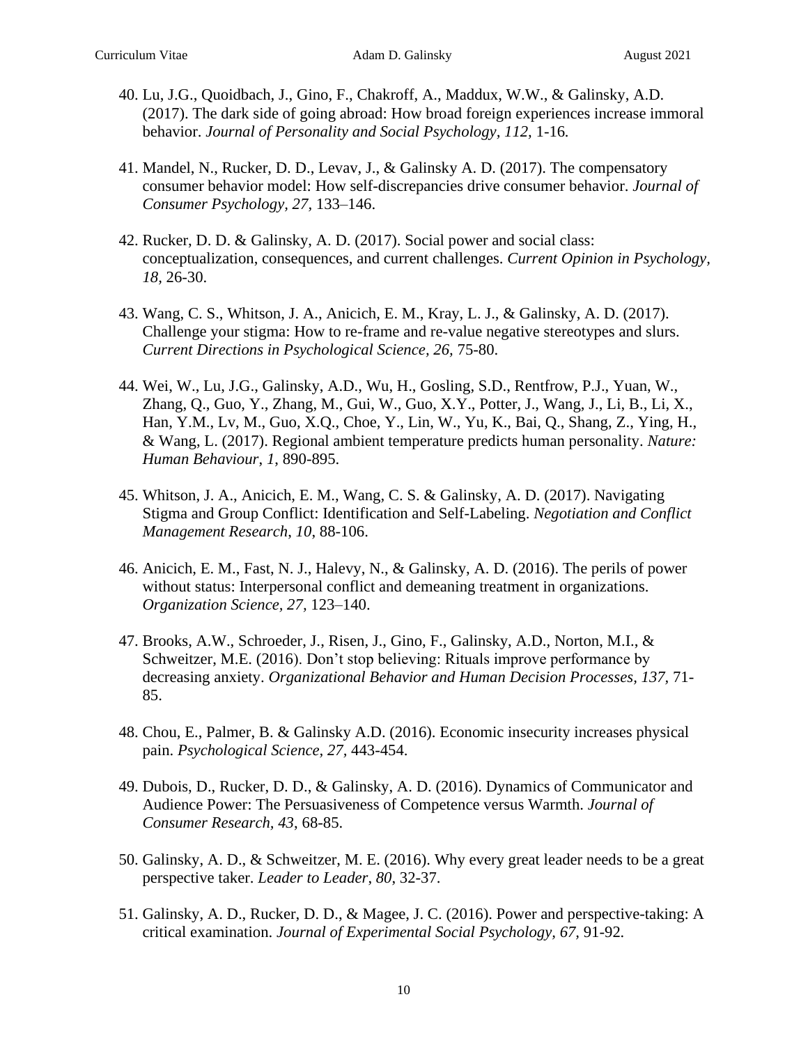40. Lu, J.G., Quoidbach, J., Gino, F., Chakroff, A., Maddux, W.W., & Galinsky, A.D. (2017). The dark side of going abroad: How broad foreign experiences increase immoral behavior. *Journal of Personality and Social Psychology, 112,* 1-16*.*

41. Mandel, N., Rucker, D. D., Levav, J., & Galinsky A. D. (2017). The compensatory consumer behavior model: How self-discrepancies drive consumer behavior. *Journal of Consumer Psychology, 27,* 133–146.

42. Rucker, D. D. & Galinsky, A. D. (2017). Social power and social class: conceptualization, consequences, and current challenges. *Current Opinion in Psychology, 18,* 26-30.

43. Wang, C. S., Whitson, J. A., Anicich, E. M., Kray, L. J., & Galinsky, A. D. (2017). Challenge your stigma: How to re-frame and re-value negative stereotypes and slurs. *Current Directions in Psychological Science, 26,* 75-80.

44. Wei, W., Lu, J.G., Galinsky, A.D., Wu, H., Gosling, S.D., Rentfrow, P.J., Yuan, W., Zhang, Q., Guo, Y., Zhang, M., Gui, W., Guo, X.Y., Potter, J., Wang, J., Li, B., Li, X., Han, Y.M., Lv, M., Guo, X.Q., Choe, Y., Lin, W., Yu, K., Bai, Q., Shang, Z., Ying, H., & Wang, L. (2017). Regional ambient temperature predicts human personality. *Nature: Human Behaviour*, *1*, 890-895.

45. Whitson, J. A., Anicich, E. M., Wang, C. S. & Galinsky, A. D. (2017). Navigating Stigma and Group Conflict: Identification and Self-Labeling. *Negotiation and Conflict Management Research, 10,* 88-106.

46. Anicich, E. M., Fast, N. J., Halevy, N., & Galinsky, A. D. (2016). The perils of power without status: Interpersonal conflict and demeaning treatment in organizations. *Organization Science, 27,* 123–140.

47. Brooks, A.W., Schroeder, J., Risen, J., Gino, F., Galinsky, A.D., Norton, M.I., & Schweitzer, M.E. (2016). Don't stop believing: Rituals improve performance by decreasing anxiety. *Organizational Behavior and Human Decision Processes, 137,* 71-85.

48. Chou, E., Palmer, B. & Galinsky A.D. (2016). Economic insecurity increases physical pain. *Psychological Science, 27,* 443-454.

49. Dubois, D., Rucker, D. D., & Galinsky, A. D. (2016). Dynamics of Communicator and Audience Power: The Persuasiveness of Competence versus Warmth. *Journal of Consumer Research*, *43*, 68-85.

50. Galinsky, A. D., & Schweitzer, M. E. (2016). Why every great leader needs to be a great perspective taker. *Leader to Leader, 80*, 32-37.

51. Galinsky, A. D., Rucker, D. D., & Magee, J. C. (2016). Power and perspective-taking: A critical examination. *Journal of Experimental Social Psychology*, *67,* 91-92.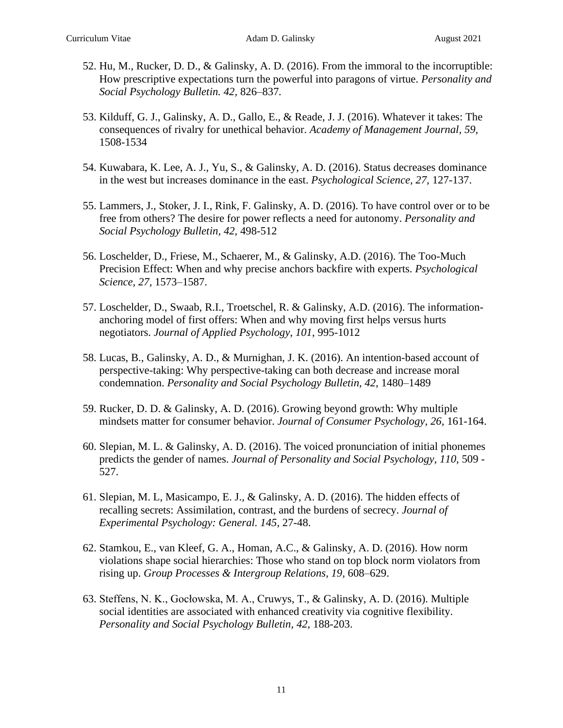52. Hu, M., Rucker, D. D., & Galinsky, A. D. (2016). From the immoral to the incorruptible: How prescriptive expectations turn the powerful into paragons of virtue. *Personality and Social Psychology Bulletin. 42,* 826–837.

53. Kilduff, G. J., Galinsky, A. D., Gallo, E., & Reade, J. J. (2016). Whatever it takes: The consequences of rivalry for unethical behavior. *Academy of Management Journal*, *59*, 1508-1534

54. Kuwabara, K. Lee, A. J., Yu, S., & Galinsky, A. D. (2016). Status decreases dominance in the west but increases dominance in the east. *Psychological Science, 27,* 127-137.

55. Lammers, J., Stoker, J. I., Rink, F. Galinsky, A. D. (2016). To have control over or to be free from others? The desire for power reflects a need for autonomy. *Personality and Social Psychology Bulletin, 42,* 498-512

56. Loschelder, D., Friese, M., Schaerer, M., & Galinsky, A.D. (2016). The Too-Much Precision Effect: When and why precise anchors backfire with experts. *Psychological Science, 27,* 1573–1587.

57. Loschelder, D., Swaab, R.I., Troetschel, R. & Galinsky, A.D. (2016). The information-anchoring model of first offers: When and why moving first helps versus hurts negotiators. *Journal of Applied Psychology, 101*, 995-1012

58. Lucas, B., Galinsky, A. D., & Murnighan, J. K. (2016). An intention-based account of perspective-taking: Why perspective-taking can both decrease and increase moral condemnation. *Personality and Social Psychology Bulletin, 42,* 1480–1489

59. Rucker, D. D. & Galinsky, A. D. (2016). Growing beyond growth: Why multiple mindsets matter for consumer behavior. *Journal of Consumer Psychology, 26,* 161-164.

60. Slepian, M. L. & Galinsky, A. D. (2016). The voiced pronunciation of initial phonemes predicts the gender of names. *Journal of Personality and Social Psychology, 110,* 509 - 527.

61. Slepian, M. L, Masicampo, E. J., & Galinsky, A. D. (2016). The hidden effects of recalling secrets: Assimilation, contrast, and the burdens of secrecy. *Journal of Experimental Psychology: General. 145,* 27-48.

62. Stamkou, E., van Kleef, G. A., Homan, A.C., & Galinsky, A. D. (2016). How norm violations shape social hierarchies: Those who stand on top block norm violators from rising up. *Group Processes & Intergroup Relations, 19,* 608–629.

63. Steffens, N. K., Gocłowska, M. A., Cruwys, T., & Galinsky, A. D. (2016). Multiple social identities are associated with enhanced creativity via cognitive flexibility. *Personality and Social Psychology Bulletin, 42,* 188-203.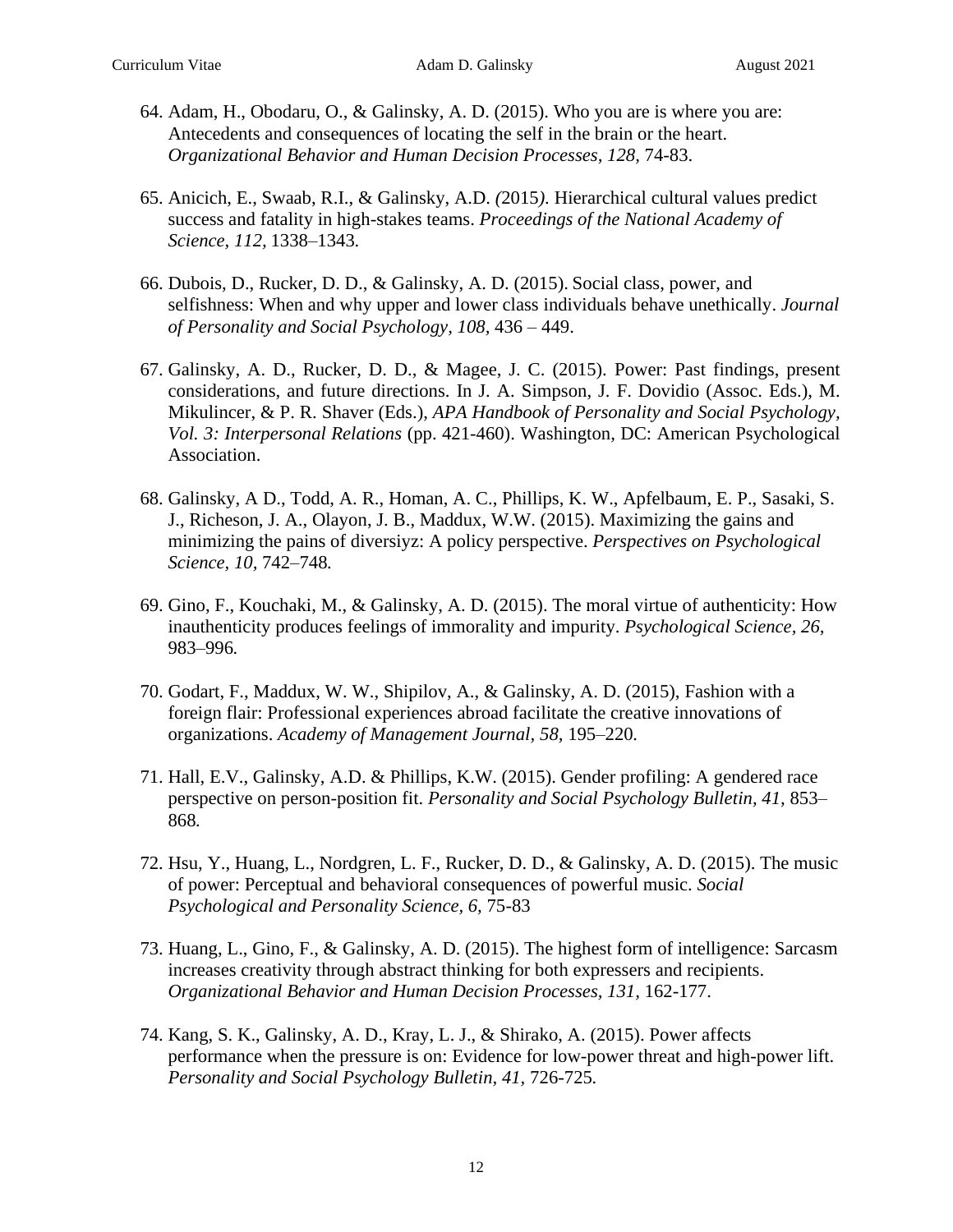64. Adam, H., Obodaru, O., & Galinsky, A. D. (2015). Who you are is where you are: Antecedents and consequences of locating the self in the brain or the heart. *Organizational Behavior and Human Decision Processes, 128,* 74-83.

65. Anicich, E., Swaab, R.I., & Galinsky, A.D. *(*2015*).* Hierarchical cultural values predict success and fatality in high-stakes teams. *Proceedings of the National Academy of Science, 112,* 1338–1343*.*

66. Dubois, D., Rucker, D. D., & Galinsky, A. D. (2015). Social class, power, and selfishness: When and why upper and lower class individuals behave unethically. *Journal of Personality and Social Psychology, 108,* 436 – 449.

67. Galinsky, A. D., Rucker, D. D., & Magee, J. C. (2015). Power: Past findings, present considerations, and future directions. In J. A. Simpson, J. F. Dovidio (Assoc. Eds.), M. Mikulincer, & P. R. Shaver (Eds.), *APA Handbook of Personality and Social Psychology, Vol. 3: Interpersonal Relations* (pp. 421-460). Washington, DC: American Psychological Association.

68. Galinsky, A D., Todd, A. R., Homan, A. C., Phillips, K. W., Apfelbaum, E. P., Sasaki, S. J., Richeson, J. A., Olayon, J. B., Maddux, W.W. (2015). Maximizing the gains and minimizing the pains of diversiyz: A policy perspective. *Perspectives on Psychological Science, 10,* 742–748*.*

69. Gino, F., Kouchaki, M., & Galinsky, A. D. (2015). The moral virtue of authenticity: How inauthenticity produces feelings of immorality and impurity. *Psychological Science, 26,* 983–996*.*

70. Godart, F., Maddux, W. W., Shipilov, A., & Galinsky, A. D. (2015), Fashion with a foreign flair: Professional experiences abroad facilitate the creative innovations of organizations. *Academy of Management Journal, 58,* 195–220*.*

71. Hall, E.V., Galinsky, A.D. & Phillips, K.W. (2015). Gender profiling: A gendered race perspective on person-position fit. *Personality and Social Psychology Bulletin, 41,* 853–868*.*

72. Hsu, Y., Huang, L., Nordgren, L. F., Rucker, D. D., & Galinsky, A. D. (2015). The music of power: Perceptual and behavioral consequences of powerful music. *Social Psychological and Personality Science, 6,* 75-83

73. Huang, L., Gino, F., & Galinsky, A. D. (2015). The highest form of intelligence: Sarcasm increases creativity through abstract thinking for both expressers and recipients. *Organizational Behavior and Human Decision Processes, 131,* 162-177.

74. Kang, S. K., Galinsky, A. D., Kray, L. J., & Shirako, A. (2015). Power affects performance when the pressure is on: Evidence for low-power threat and high-power lift. *Personality and Social Psychology Bulletin, 41*, 726-725*.*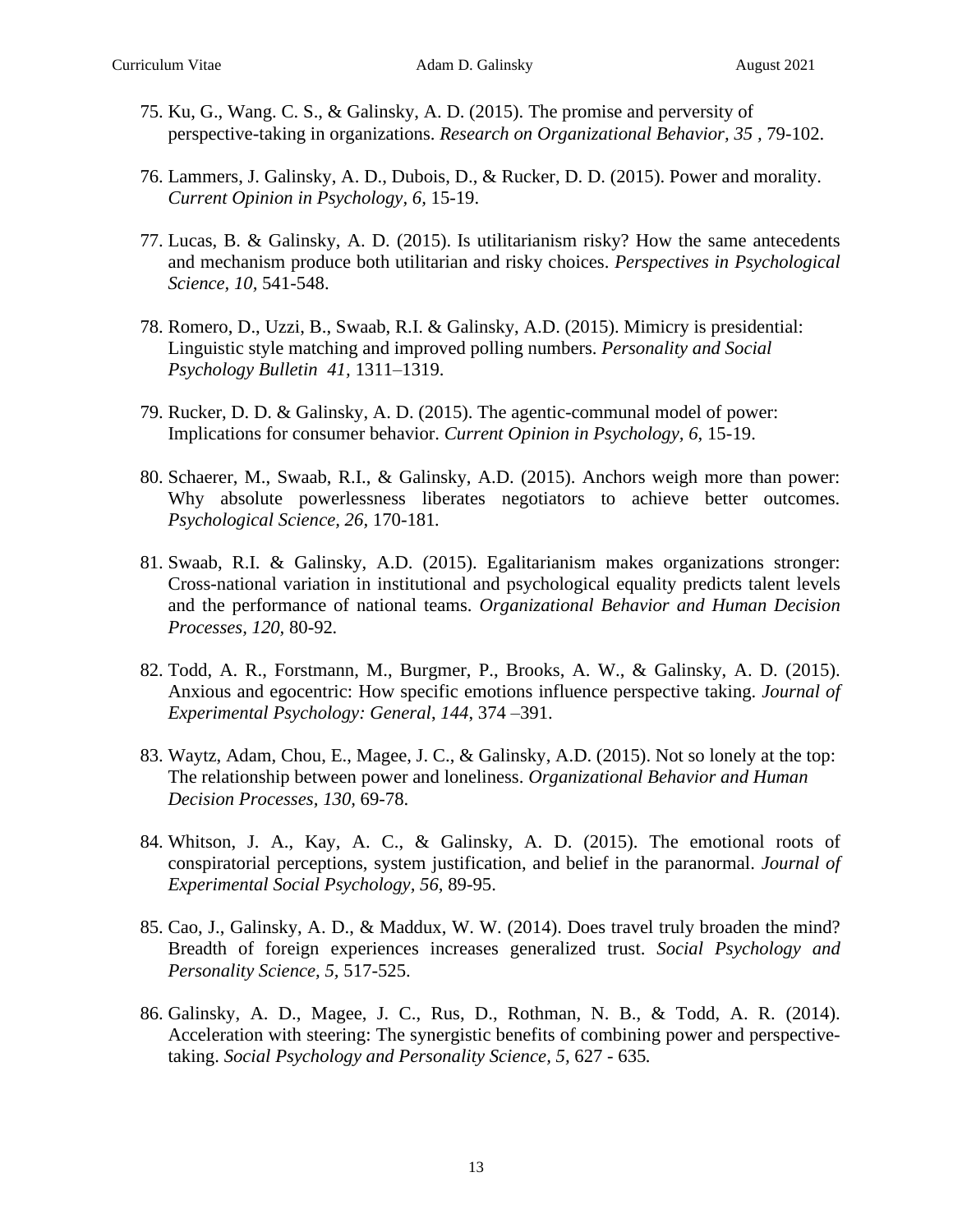75. Ku, G., Wang. C. S., & Galinsky, A. D. (2015). The promise and perversity of perspective-taking in organizations. *Research on Organizational Behavior, 35* , 79-102.

76. Lammers, J. Galinsky, A. D., Dubois, D., & Rucker, D. D. (2015). Power and morality. *Current Opinion in Psychology, 6,* 15-19.

77. Lucas, B. & Galinsky, A. D. (2015). Is utilitarianism risky? How the same antecedents and mechanism produce both utilitarian and risky choices. *Perspectives in Psychological Science, 10,* 541-548.

78. Romero, D., Uzzi, B., Swaab, R.I. & Galinsky, A.D. (2015). Mimicry is presidential: Linguistic style matching and improved polling numbers. *Personality and Social Psychology Bulletin 41*, 1311–1319.

79. Rucker, D. D. & Galinsky, A. D. (2015). The agentic-communal model of power: Implications for consumer behavior. *Current Opinion in Psychology, 6,* 15-19.

80. Schaerer, M., Swaab, R.I., & Galinsky, A.D. (2015). Anchors weigh more than power: Why absolute powerlessness liberates negotiators to achieve better outcomes. *Psychological Science, 26,* 170-181.

81. Swaab, R.I. & Galinsky, A.D. (2015). Egalitarianism makes organizations stronger: Cross-national variation in institutional and psychological equality predicts talent levels and the performance of national teams. *Organizational Behavior and Human Decision Processes, 120,* 80-92.

82. Todd, A. R., Forstmann, M., Burgmer, P., Brooks, A. W., & Galinsky, A. D. (2015). Anxious and egocentric: How specific emotions influence perspective taking. *Journal of Experimental Psychology: General*, *144*, 374 –391.

83. Waytz, Adam, Chou, E., Magee, J. C., & Galinsky, A.D. (2015). Not so lonely at the top: The relationship between power and loneliness. *Organizational Behavior and Human Decision Processes, 130,* 69-78.

84. Whitson, J. A., Kay, A. C., & Galinsky, A. D. (2015). The emotional roots of conspiratorial perceptions, system justification, and belief in the paranormal. *Journal of Experimental Social Psychology, 56,* 89-95.

85. Cao, J., Galinsky, A. D., & Maddux, W. W. (2014). Does travel truly broaden the mind? Breadth of foreign experiences increases generalized trust. *Social Psychology and Personality Science, 5,* 517-525.

86. Galinsky, A. D., Magee, J. C., Rus, D., Rothman, N. B., & Todd, A. R. (2014). Acceleration with steering: The synergistic benefits of combining power and perspective-taking. *Social Psychology and Personality Science, 5,* 627 - 635*.*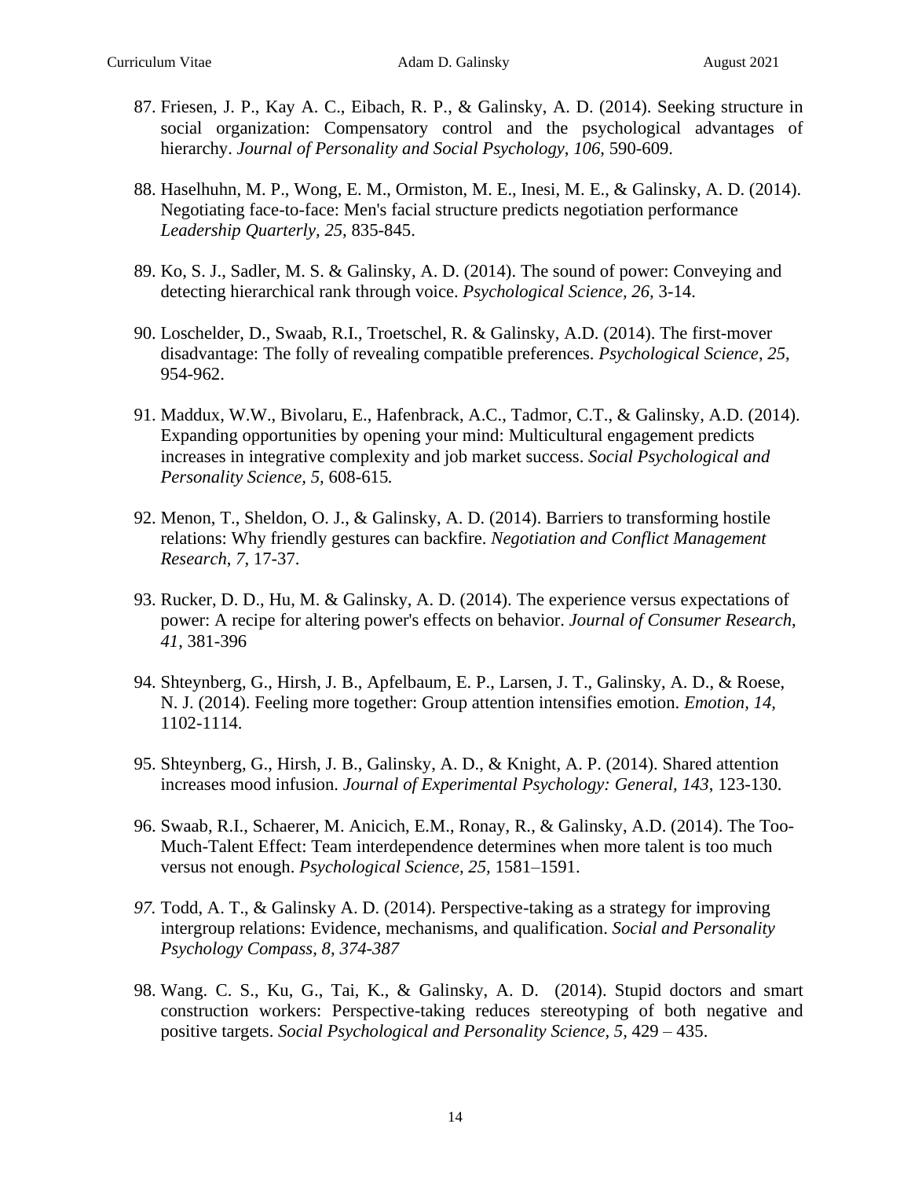87. Friesen, J. P., Kay A. C., Eibach, R. P., & Galinsky, A. D. (2014). Seeking structure in social organization: Compensatory control and the psychological advantages of hierarchy. *Journal of Personality and Social Psychology*, *106*, 590-609.

88. Haselhuhn, M. P., Wong, E. M., Ormiston, M. E., Inesi, M. E., & Galinsky, A. D. (2014). Negotiating face-to-face: Men's facial structure predicts negotiation performance *Leadership Quarterly, 25,* 835-845.

89. Ko, S. J., Sadler, M. S. & Galinsky, A. D. (2014). The sound of power: Conveying and detecting hierarchical rank through voice. *Psychological Science, 26,* 3-14.

90. Loschelder, D., Swaab, R.I., Troetschel, R. & Galinsky, A.D. (2014). The first-mover disadvantage: The folly of revealing compatible preferences. *Psychological Science*, *25*, 954-962.

91. Maddux, W.W., Bivolaru, E., Hafenbrack, A.C., Tadmor, C.T., & Galinsky, A.D. (2014). Expanding opportunities by opening your mind: Multicultural engagement predicts increases in integrative complexity and job market success. *Social Psychological and Personality Science, 5*, 608-615*.*

92. Menon, T., Sheldon, O. J., & Galinsky, A. D. (2014). Barriers to transforming hostile relations: Why friendly gestures can backfire. *Negotiation and Conflict Management Research*, *7*, 17-37.

93. Rucker, D. D., Hu, M. & Galinsky, A. D. (2014). The experience versus expectations of power: A recipe for altering power's effects on behavior. *Journal of Consumer Research*, *41*, 381-396

94. Shteynberg, G., Hirsh, J. B., Apfelbaum, E. P., Larsen, J. T., Galinsky, A. D., & Roese, N. J. (2014). Feeling more together: Group attention intensifies emotion. *Emotion, 14,* 1102-1114.

95. Shteynberg, G., Hirsh, J. B., Galinsky, A. D., & Knight, A. P. (2014). Shared attention increases mood infusion. *Journal of Experimental Psychology: General, 143,* 123-130.

96. Swaab, R.I., Schaerer, M. Anicich, E.M., Ronay, R., & Galinsky, A.D. (2014). The Too-Much-Talent Effect: Team interdependence determines when more talent is too much versus not enough. *Psychological Science, 25,* 1581–1591.

97. Todd, A. T., & Galinsky A. D. (2014). Perspective-taking as a strategy for improving intergroup relations: Evidence, mechanisms, and qualification. *Social and Personality Psychology Compass, 8, 374-387*

98. Wang. C. S., Ku, G., Tai, K., & Galinsky, A. D. (2014). Stupid doctors and smart construction workers: Perspective-taking reduces stereotyping of both negative and positive targets. *Social Psychological and Personality Science, 5,* 429 – 435.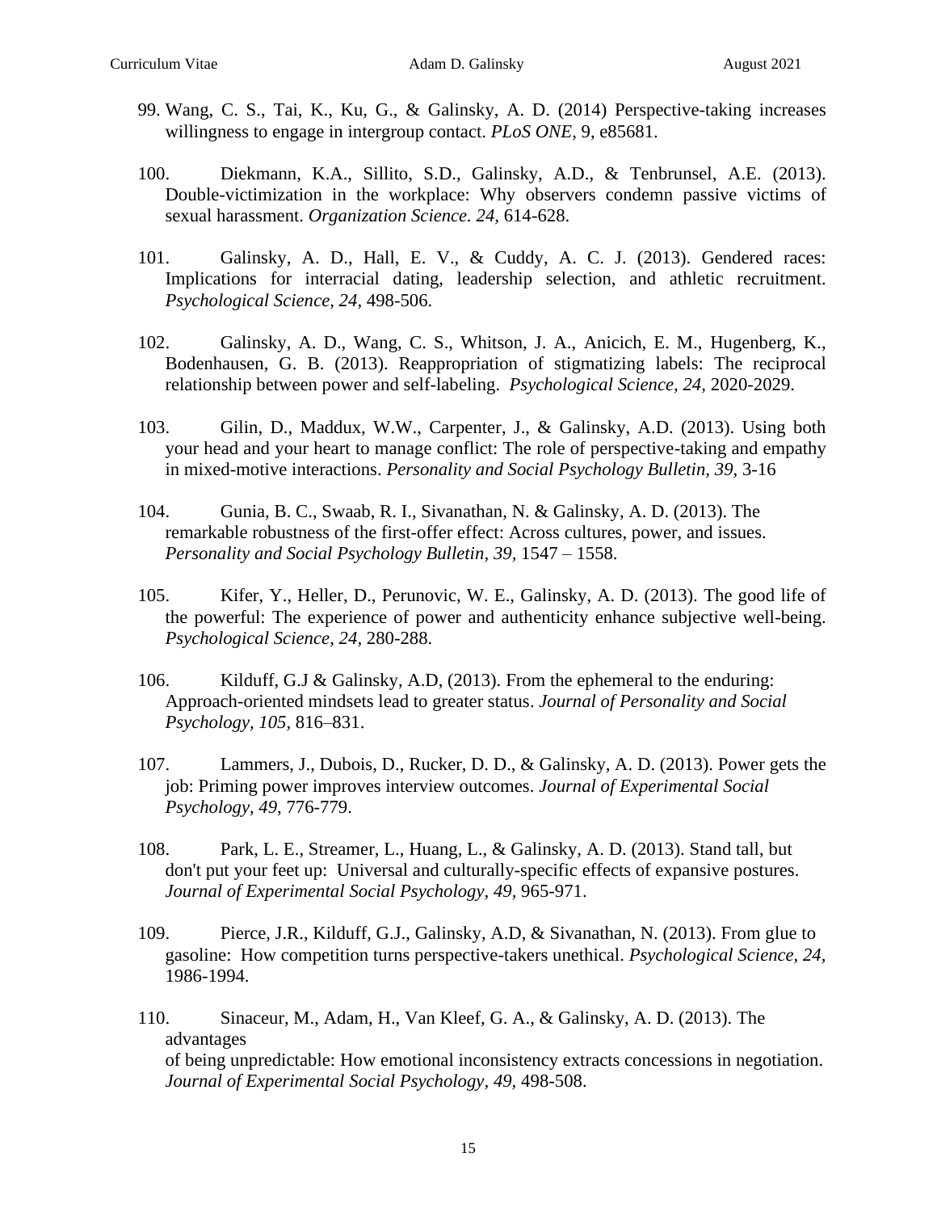99. Wang, C. S., Tai, K., Ku, G., & Galinsky, A. D. (2014) Perspective-taking increases willingness to engage in intergroup contact. *PLoS ONE*, 9, e85681.

100. Diekmann, K.A., Sillito, S.D., Galinsky, A.D., & Tenbrunsel, A.E. (2013). Double-victimization in the workplace: Why observers condemn passive victims of sexual harassment. *Organization Science. 24,* 614-628.

101. Galinsky, A. D., Hall, E. V., & Cuddy, A. C. J. (2013). Gendered races: Implications for interracial dating, leadership selection, and athletic recruitment. *Psychological Science, 24,* 498-506.

102. Galinsky, A. D., Wang, C. S., Whitson, J. A., Anicich, E. M., Hugenberg, K., Bodenhausen, G. B. (2013). Reappropriation of stigmatizing labels: The reciprocal relationship between power and self-labeling. *Psychological Science, 24,* 2020-2029.

103. Gilin, D., Maddux, W.W., Carpenter, J., & Galinsky, A.D. (2013). Using both your head and your heart to manage conflict: The role of perspective-taking and empathy in mixed-motive interactions. *Personality and Social Psychology Bulletin, 39*, 3-16

104. Gunia, B. C., Swaab, R. I., Sivanathan, N. & Galinsky, A. D. (2013). The remarkable robustness of the first-offer effect: Across cultures, power, and issues. *Personality and Social Psychology Bulletin, 39,* 1547 – 1558.

105. Kifer, Y., Heller, D., Perunovic, W. E., Galinsky, A. D. (2013). The good life of the powerful: The experience of power and authenticity enhance subjective well-being. *Psychological Science, 24,* 280-288.

106. Kilduff, G.J & Galinsky, A.D, (2013). From the ephemeral to the enduring: Approach-oriented mindsets lead to greater status. *Journal of Personality and Social Psychology, 105,* 816–831.

107. Lammers, J., Dubois, D., Rucker, D. D., & Galinsky, A. D. (2013). Power gets the job: Priming power improves interview outcomes. *Journal of Experimental Social Psychology*, *49*, 776-779.

108. Park, L. E., Streamer, L., Huang, L., & Galinsky, A. D. (2013). Stand tall, but don't put your feet up: Universal and culturally-specific effects of expansive postures. *Journal of Experimental Social Psychology, 49,* 965-971.

109. Pierce, J.R., Kilduff, G.J., Galinsky, A.D, & Sivanathan, N. (2013). From glue to gasoline: How competition turns perspective-takers unethical. *Psychological Science, 24,* 1986-1994.

110. Sinaceur, M., Adam, H., Van Kleef, G. A., & Galinsky, A. D. (2013). The advantages of being unpredictable: How emotional inconsistency extracts concessions in negotiation. *Journal of Experimental Social Psychology, 49,* 498-508.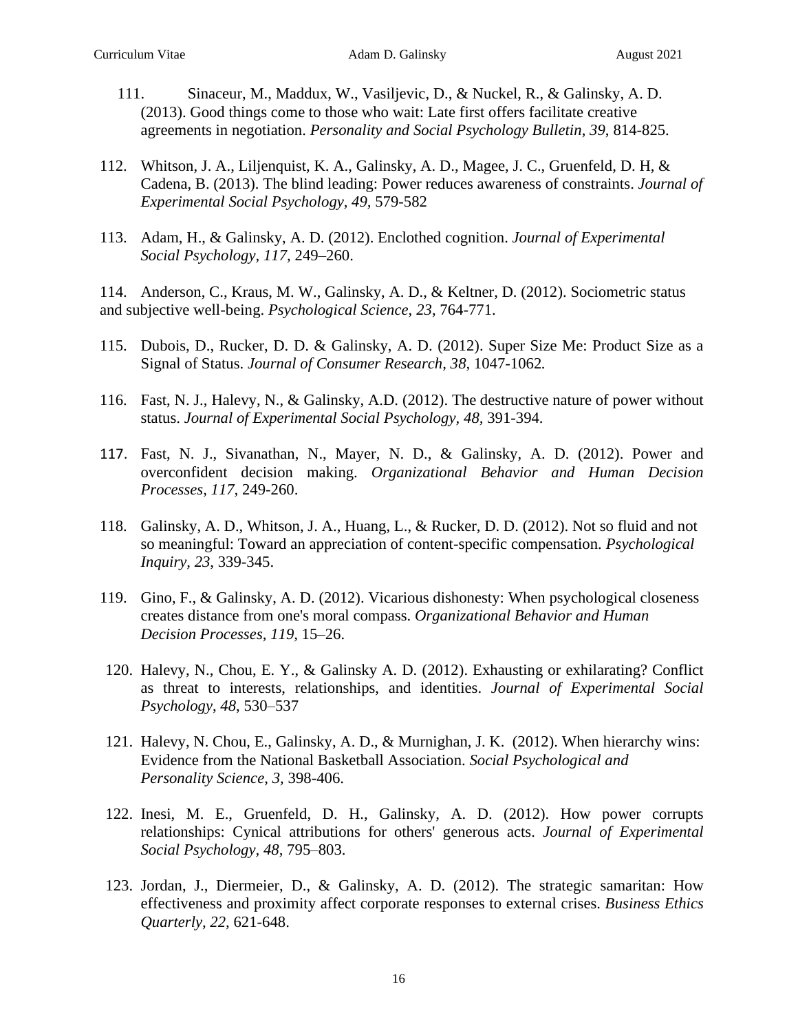111. Sinaceur, M., Maddux, W., Vasiljevic, D., & Nuckel, R., & Galinsky, A. D. (2013). Good things come to those who wait: Late first offers facilitate creative agreements in negotiation. *Personality and Social Psychology Bulletin, 39,* 814-825.

112. Whitson, J. A., Liljenquist, K. A., Galinsky, A. D., Magee, J. C., Gruenfeld, D. H, & Cadena, B. (2013). The blind leading: Power reduces awareness of constraints. *Journal of Experimental Social Psychology, 49,* 579-582

113. Adam, H., & Galinsky, A. D. (2012). Enclothed cognition. *Journal of Experimental Social Psychology, 117,* 249–260.

114. Anderson, C., Kraus, M. W., Galinsky, A. D., & Keltner, D. (2012). Sociometric status and subjective well-being. *Psychological Science*, *23*, 764-771.

115. Dubois, D., Rucker, D. D. & Galinsky, A. D. (2012). Super Size Me: Product Size as a Signal of Status. *Journal of Consumer Research, 38,* 1047-1062*.*

116. Fast, N. J., Halevy, N., & Galinsky, A.D. (2012). The destructive nature of power without status. *Journal of Experimental Social Psychology*, *48,* 391-394.

117. Fast, N. J., Sivanathan, N., Mayer, N. D., & Galinsky, A. D. (2012). Power and overconfident decision making. *Organizational Behavior and Human Decision Processes*, *117,* 249-260.

118. Galinsky, A. D., Whitson, J. A., Huang, L., & Rucker, D. D. (2012). Not so fluid and not so meaningful: Toward an appreciation of content-specific compensation. *Psychological Inquiry*, *23*, 339-345.

119. Gino, F., & Galinsky, A. D. (2012). Vicarious dishonesty: When psychological closeness creates distance from one's moral compass. *Organizational Behavior and Human Decision Processes, 119,* 15–26.

120. Halevy, N., Chou, E. Y., & Galinsky A. D. (2012). Exhausting or exhilarating? Conflict as threat to interests, relationships, and identities. *Journal of Experimental Social Psychology*, *48*, 530–537

121. Halevy, N. Chou, E., Galinsky, A. D., & Murnighan, J. K. (2012). When hierarchy wins: Evidence from the National Basketball Association. *Social Psychological and Personality Science, 3,* 398-406.

122. Inesi, M. E., Gruenfeld, D. H., Galinsky, A. D. (2012). How power corrupts relationships: Cynical attributions for others' generous acts. *Journal of Experimental Social Psychology*, *48*, 795–803.

123. Jordan, J., Diermeier, D., & Galinsky, A. D. (2012). The strategic samaritan: How effectiveness and proximity affect corporate responses to external crises. *Business Ethics Quarterly*, *22,* 621-648.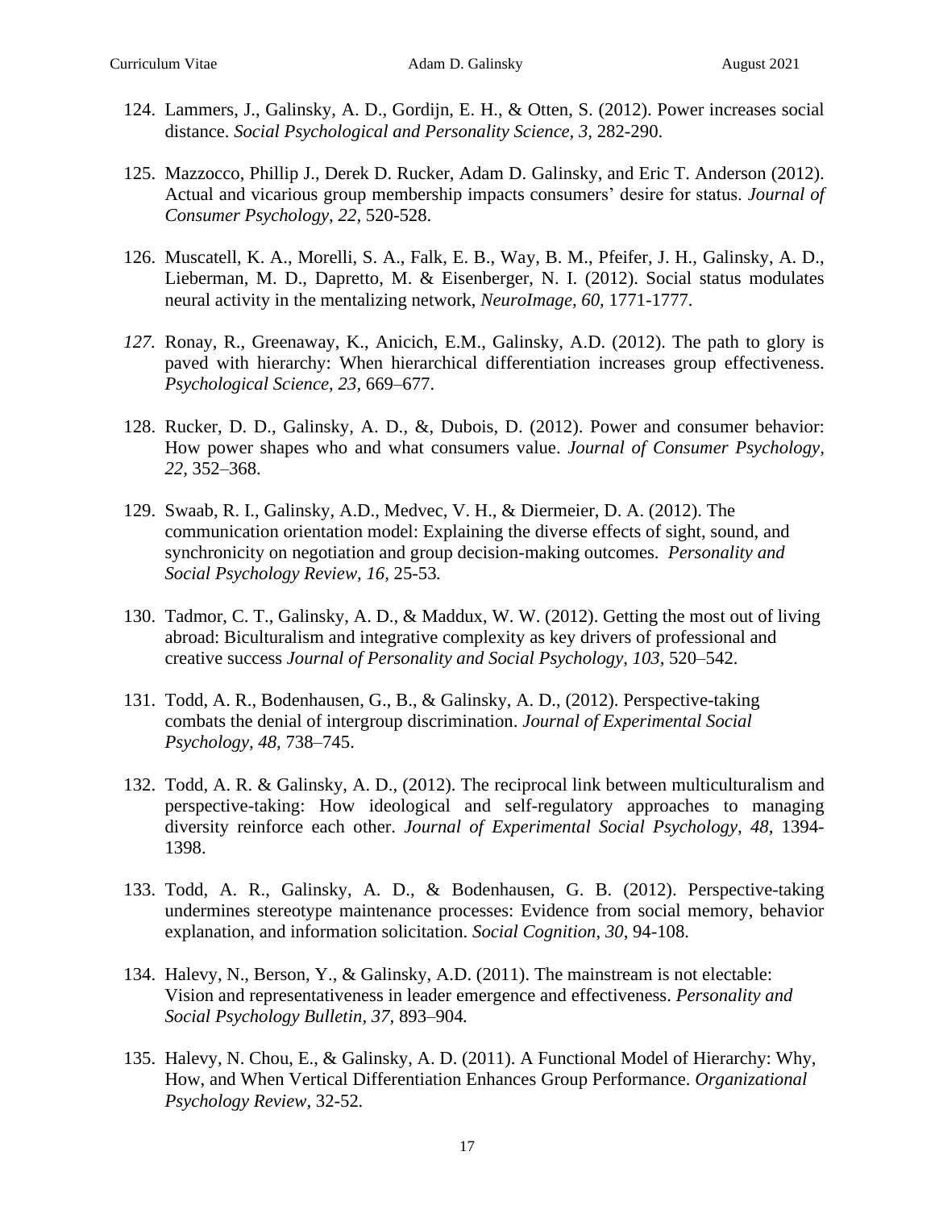124. Lammers, J., Galinsky, A. D., Gordijn, E. H., & Otten, S. (2012). Power increases social distance. *Social Psychological and Personality Science, 3,* 282-290.

125. Mazzocco, Phillip J., Derek D. Rucker, Adam D. Galinsky, and Eric T. Anderson (2012). Actual and vicarious group membership impacts consumers' desire for status. *Journal of Consumer Psychology, 22,* 520-528.

126. Muscatell, K. A., Morelli, S. A., Falk, E. B., Way, B. M., Pfeifer, J. H., Galinsky, A. D., Lieberman, M. D., Dapretto, M. & Eisenberger, N. I. (2012). Social status modulates neural activity in the mentalizing network, *NeuroImage, 60,* 1771-1777.

127. Ronay, R., Greenaway, K., Anicich, E.M., Galinsky, A.D. (2012). The path to glory is paved with hierarchy: When hierarchical differentiation increases group effectiveness. *Psychological Science, 23*, 669–677.

128. Rucker, D. D., Galinsky, A. D., &, Dubois, D. (2012). Power and consumer behavior: How power shapes who and what consumers value. *Journal of Consumer Psychology, 22,* 352–368.

129. Swaab, R. I., Galinsky, A.D., Medvec, V. H., & Diermeier, D. A. (2012). The communication orientation model: Explaining the diverse effects of sight, sound, and synchronicity on negotiation and group decision-making outcomes. *Personality and Social Psychology Review, 16,* 25-53*.*

130. Tadmor, C. T., Galinsky, A. D., & Maddux, W. W. (2012). Getting the most out of living abroad: Biculturalism and integrative complexity as key drivers of professional and creative success *Journal of Personality and Social Psychology, 103,* 520–542.

131. Todd, A. R., Bodenhausen, G., B., & Galinsky, A. D., (2012). Perspective-taking combats the denial of intergroup discrimination. *Journal of Experimental Social Psychology, 48,* 738–745.

132. Todd, A. R. & Galinsky, A. D., (2012). The reciprocal link between multiculturalism and perspective-taking: How ideological and self-regulatory approaches to managing diversity reinforce each other. *Journal of Experimental Social Psychology, 48*, 1394-1398.

133. Todd, A. R., Galinsky, A. D., & Bodenhausen, G. B. (2012). Perspective-taking undermines stereotype maintenance processes: Evidence from social memory, behavior explanation, and information solicitation. *Social Cognition*, *30*, 94-108.

134. Halevy, N., Berson, Y., & Galinsky, A.D. (2011). The mainstream is not electable: Vision and representativeness in leader emergence and effectiveness. *Personality and Social Psychology Bulletin, 37,* 893–904*.*

135. Halevy, N. Chou, E., & Galinsky, A. D. (2011). A Functional Model of Hierarchy: Why, How, and When Vertical Differentiation Enhances Group Performance. *Organizational Psychology Review,* 32-52*.*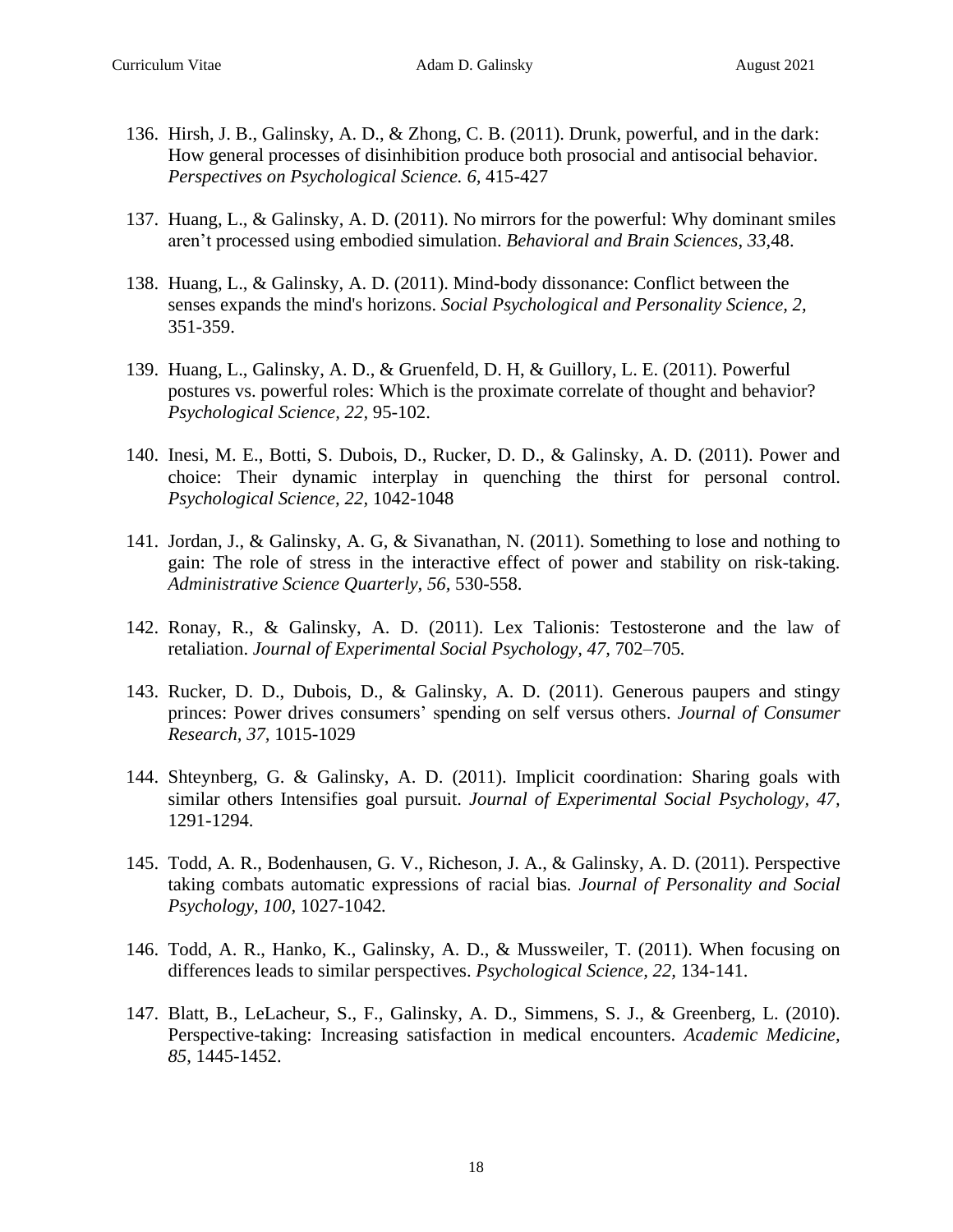136. Hirsh, J. B., Galinsky, A. D., & Zhong, C. B. (2011). Drunk, powerful, and in the dark: How general processes of disinhibition produce both prosocial and antisocial behavior. *Perspectives on Psychological Science. 6,* 415-427

137. Huang, L., & Galinsky, A. D. (2011). No mirrors for the powerful: Why dominant smiles aren't processed using embodied simulation. *Behavioral and Brain Sciences*, *33*,48.

138. Huang, L., & Galinsky, A. D. (2011). Mind-body dissonance: Conflict between the senses expands the mind's horizons. *Social Psychological and Personality Science, 2,* 351-359.

139. Huang, L., Galinsky, A. D., & Gruenfeld, D. H, & Guillory, L. E. (2011). Powerful postures vs. powerful roles: Which is the proximate correlate of thought and behavior? *Psychological Science, 22,* 95-102.

140. Inesi, M. E., Botti, S. Dubois, D., Rucker, D. D., & Galinsky, A. D. (2011). Power and choice: Their dynamic interplay in quenching the thirst for personal control. *Psychological Science, 22,* 1042-1048

141. Jordan, J., & Galinsky, A. G, & Sivanathan, N. (2011). Something to lose and nothing to gain: The role of stress in the interactive effect of power and stability on risk-taking. *Administrative Science Quarterly, 56,* 530-558.

142. Ronay, R., & Galinsky, A. D. (2011). Lex Talionis: Testosterone and the law of retaliation. *Journal of Experimental Social Psychology, 47,* 702–705*.*

143. Rucker, D. D., Dubois, D., & Galinsky, A. D. (2011). Generous paupers and stingy princes: Power drives consumers' spending on self versus others. *Journal of Consumer Research, 37,* 1015-1029

144. Shteynberg, G. & Galinsky, A. D. (2011). Implicit coordination: Sharing goals with similar others Intensifies goal pursuit. *Journal of Experimental Social Psychology, 47,* 1291-1294.

145. Todd, A. R., Bodenhausen, G. V., Richeson, J. A., & Galinsky, A. D. (2011). Perspective taking combats automatic expressions of racial bias*. Journal of Personality and Social Psychology, 100,* 1027-1042*.*

146. Todd, A. R., Hanko, K., Galinsky, A. D., & Mussweiler, T. (2011). When focusing on differences leads to similar perspectives. *Psychological Science, 22,* 134-141*.*

147. Blatt, B., LeLacheur, S., F., Galinsky, A. D., Simmens, S. J., & Greenberg, L. (2010). Perspective-taking: Increasing satisfaction in medical encounters. *Academic Medicine, 85,* 1445-1452.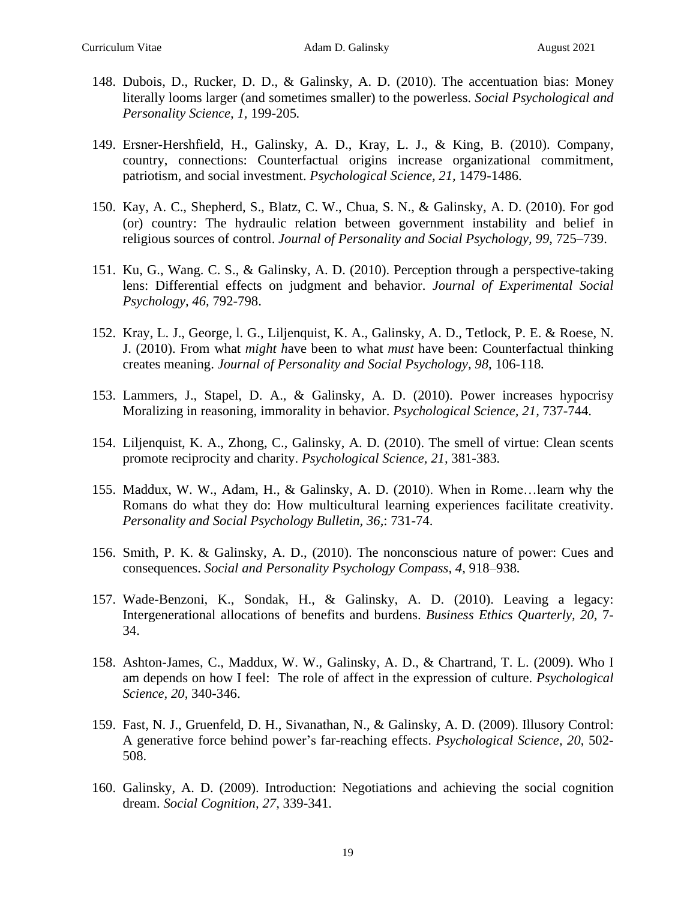148. Dubois, D., Rucker, D. D., & Galinsky, A. D. (2010). The accentuation bias: Money literally looms larger (and sometimes smaller) to the powerless. *Social Psychological and Personality Science, 1*, 199-205*.*

149. Ersner-Hershfield, H., Galinsky, A. D., Kray, L. J., & King, B. (2010). Company, country, connections: Counterfactual origins increase organizational commitment, patriotism, and social investment. *Psychological Science, 21,* 1479-1486.

150. Kay, A. C., Shepherd, S., Blatz, C. W., Chua, S. N., & Galinsky, A. D. (2010). For god (or) country: The hydraulic relation between government instability and belief in religious sources of control. *Journal of Personality and Social Psychology, 99*, 725–739.

151. Ku, G., Wang. C. S., & Galinsky, A. D. (2010). Perception through a perspective-taking lens: Differential effects on judgment and behavior. *Journal of Experimental Social Psychology, 46,* 792-798.

152. Kray, L. J., George, l. G., Liljenquist, K. A., Galinsky, A. D., Tetlock, P. E. & Roese, N. J. (2010). From what *might h*ave been to what *must* have been: Counterfactual thinking creates meaning. *Journal of Personality and Social Psychology, 98,* 106-118*.*

153. Lammers, J., Stapel, D. A., & Galinsky, A. D. (2010). Power increases hypocrisy Moralizing in reasoning, immorality in behavior. *Psychological Science, 21,* 737-744.

154. Liljenquist, K. A., Zhong, C., Galinsky, A. D. (2010). The smell of virtue: Clean scents promote reciprocity and charity. *Psychological Science, 21,* 381-383*.*

155. Maddux, W. W., Adam, H., & Galinsky, A. D. (2010). When in Rome…learn why the Romans do what they do: How multicultural learning experiences facilitate creativity. *Personality and Social Psychology Bulletin, 36,*: 731-74.

156. Smith, P. K. & Galinsky, A. D., (2010). The nonconscious nature of power: Cues and consequences. *Social and Personality Psychology Compass, 4,* 918–938*.*

157. Wade-Benzoni, K., Sondak, H., & Galinsky, A. D. (2010). Leaving a legacy: Intergenerational allocations of benefits and burdens. *Business Ethics Quarterly, 20,* 7-34.

158. Ashton-James, C., Maddux, W. W., Galinsky, A. D., & Chartrand, T. L. (2009). Who I am depends on how I feel: The role of affect in the expression of culture. *Psychological Science, 20,* 340-346.

159. Fast, N. J., Gruenfeld, D. H., Sivanathan, N., & Galinsky, A. D. (2009). Illusory Control: A generative force behind power's far-reaching effects. *Psychological Science, 20*, 502-508.

160. Galinsky, A. D. (2009). Introduction: Negotiations and achieving the social cognition dream. *Social Cognition, 27*, 339-341.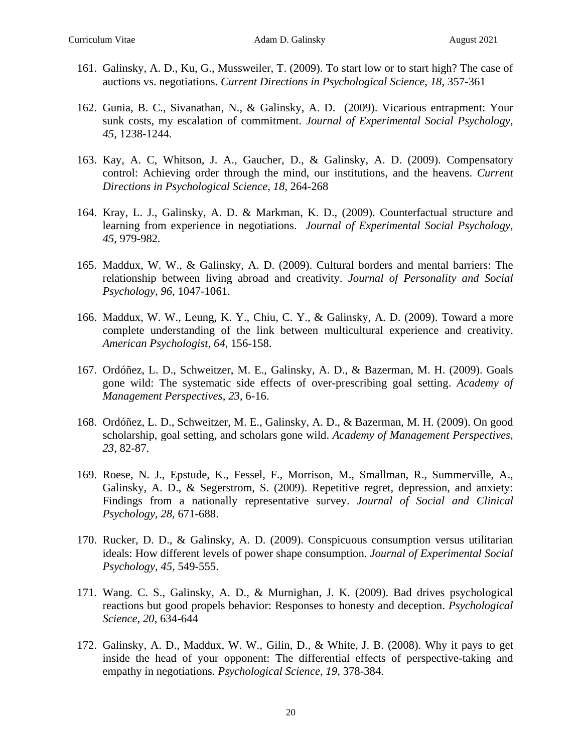161. Galinsky, A. D., Ku, G., Mussweiler, T. (2009). To start low or to start high? The case of auctions vs. negotiations. *Current Directions in Psychological Science*, *18*, 357-361

162. Gunia, B. C., Sivanathan, N., & Galinsky, A. D. (2009). Vicarious entrapment: Your sunk costs, my escalation of commitment. *Journal of Experimental Social Psychology, 45,* 1238-1244*.*

163. Kay, A. C, Whitson, J. A., Gaucher, D., & Galinsky, A. D. (2009). Compensatory control: Achieving order through the mind, our institutions, and the heavens. *Current Directions in Psychological Science*, *18*, 264-268

164. Kray, L. J., Galinsky, A. D. & Markman, K. D., (2009). Counterfactual structure and learning from experience in negotiations. *Journal of Experimental Social Psychology, 45*, 979-982*.*

165. Maddux, W. W., & Galinsky, A. D. (2009). Cultural borders and mental barriers: The relationship between living abroad and creativity. *Journal of Personality and Social Psychology, 96*, 1047-1061.

166. Maddux, W. W., Leung, K. Y., Chiu, C. Y., & Galinsky, A. D. (2009). Toward a more complete understanding of the link between multicultural experience and creativity. *American Psychologist*, *64*, 156-158.

167. Ordóñez, L. D., Schweitzer, M. E., Galinsky, A. D., & Bazerman, M. H. (2009). Goals gone wild: The systematic side effects of over-prescribing goal setting. *Academy of Management Perspectives*, *23*, 6-16.

168. Ordóñez, L. D., Schweitzer, M. E., Galinsky, A. D., & Bazerman, M. H. (2009). On good scholarship, goal setting, and scholars gone wild. *Academy of Management Perspectives*, *23*, 82-87.

169. Roese, N. J., Epstude, K., Fessel, F., Morrison, M., Smallman, R., Summerville, A., Galinsky, A. D., & Segerstrom, S. (2009). Repetitive regret, depression, and anxiety: Findings from a nationally representative survey. *Journal of Social and Clinical Psychology, 28,* 671-688.

170. Rucker, D. D., & Galinsky, A. D. (2009). Conspicuous consumption versus utilitarian ideals: How different levels of power shape consumption. *Journal of Experimental Social Psychology, 45,* 549-555.

171. Wang. C. S., Galinsky, A. D., & Murnighan, J. K. (2009). Bad drives psychological reactions but good propels behavior: Responses to honesty and deception. *Psychological Science, 20*, 634-644

172. Galinsky, A. D., Maddux, W. W., Gilin, D., & White, J. B. (2008). Why it pays to get inside the head of your opponent: The differential effects of perspective-taking and empathy in negotiations. *Psychological Science*, *19,* 378-384.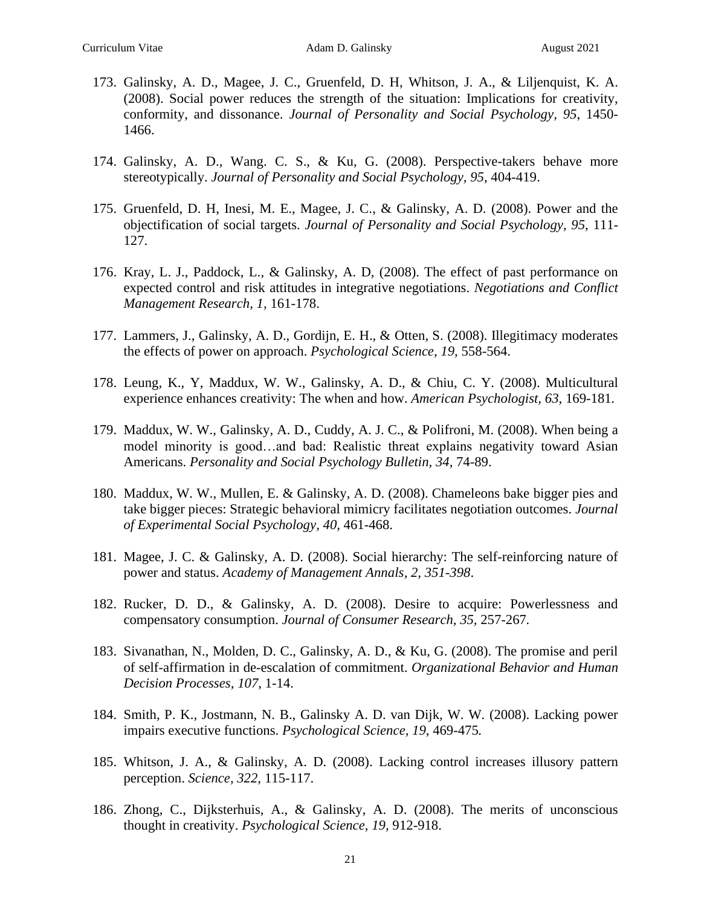173. Galinsky, A. D., Magee, J. C., Gruenfeld, D. H, Whitson, J. A., & Liljenquist, K. A. (2008). Social power reduces the strength of the situation: Implications for creativity, conformity, and dissonance. *Journal of Personality and Social Psychology, 95*, 1450-1466.

174. Galinsky, A. D., Wang. C. S., & Ku, G. (2008). Perspective-takers behave more stereotypically. *Journal of Personality and Social Psychology*, *95*, 404-419.

175. Gruenfeld, D. H, Inesi, M. E., Magee, J. C., & Galinsky, A. D. (2008). Power and the objectification of social targets. *Journal of Personality and Social Psychology, 95*, 111-127.

176. Kray, L. J., Paddock, L., & Galinsky, A. D, (2008). The effect of past performance on expected control and risk attitudes in integrative negotiations. *Negotiations and Conflict Management Research, 1,* 161-178.

177. Lammers, J., Galinsky, A. D., Gordijn, E. H., & Otten, S. (2008). Illegitimacy moderates the effects of power on approach. *Psychological Science, 19*, 558-564.

178. Leung, K., Y, Maddux, W. W., Galinsky, A. D., & Chiu, C. Y. (2008). Multicultural experience enhances creativity: The when and how. *American Psychologist, 63*, 169-181.

179. Maddux, W. W., Galinsky, A. D., Cuddy, A. J. C., & Polifroni, M. (2008). When being a model minority is good…and bad: Realistic threat explains negativity toward Asian Americans. *Personality and Social Psychology Bulletin, 34*, 74-89.

180. Maddux, W. W., Mullen, E. & Galinsky, A. D. (2008). Chameleons bake bigger pies and take bigger pieces: Strategic behavioral mimicry facilitates negotiation outcomes. *Journal of Experimental Social Psychology, 40,* 461-468.

181. Magee, J. C. & Galinsky, A. D. (2008). Social hierarchy: The self-reinforcing nature of power and status. *Academy of Management Annals, 2, 351-398*.

182. Rucker, D. D., & Galinsky, A. D. (2008). Desire to acquire: Powerlessness and compensatory consumption. *Journal of Consumer Research, 35,* 257-267.

183. Sivanathan, N., Molden, D. C., Galinsky, A. D., & Ku, G. (2008). The promise and peril of self-affirmation in de-escalation of commitment. *Organizational Behavior and Human Decision Processes, 107*, 1-14.

184. Smith, P. K., Jostmann, N. B., Galinsky A. D. van Dijk, W. W. (2008). Lacking power impairs executive functions. *Psychological Science, 19*, 469-475*.*

185. Whitson, J. A., & Galinsky, A. D. (2008). Lacking control increases illusory pattern perception. *Science, 322,* 115-117.

186. Zhong, C., Dijksterhuis, A., & Galinsky, A. D. (2008). The merits of unconscious thought in creativity. *Psychological Science, 19,* 912-918.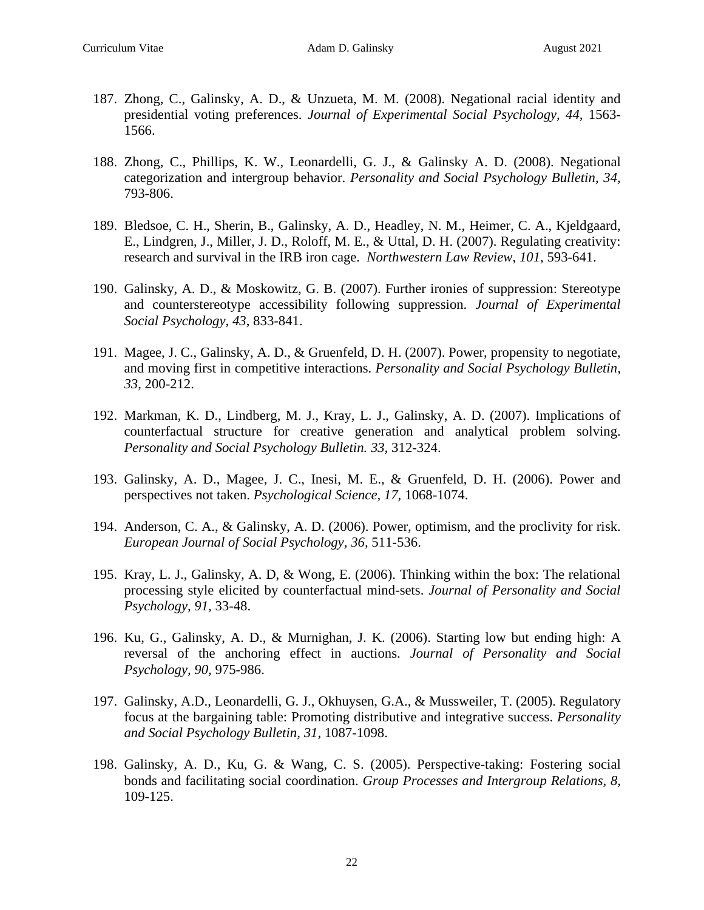187. Zhong, C., Galinsky, A. D., & Unzueta, M. M. (2008). Negational racial identity and presidential voting preferences. *Journal of Experimental Social Psychology, 44,* 1563-1566.

188. Zhong, C., Phillips, K. W., Leonardelli, G. J., & Galinsky A. D. (2008). Negational categorization and intergroup behavior. *Personality and Social Psychology Bulletin*, *34,* 793-806.

189. Bledsoe, C. H., Sherin, B., Galinsky, A. D., Headley, N. M., Heimer, C. A., Kjeldgaard, E., Lindgren, J., Miller, J. D., Roloff, M. E., & Uttal, D. H. (2007). Regulating creativity: research and survival in the IRB iron cage. *Northwestern Law Review*, *101*, 593-641.

190. Galinsky, A. D., & Moskowitz, G. B. (2007). Further ironies of suppression: Stereotype and counterstereotype accessibility following suppression. *Journal of Experimental Social Psychology, 43*, 833-841.

191. Magee, J. C., Galinsky, A. D., & Gruenfeld, D. H. (2007). Power, propensity to negotiate, and moving first in competitive interactions. *Personality and Social Psychology Bulletin, 33*, 200-212.

192. Markman, K. D., Lindberg, M. J., Kray, L. J., Galinsky, A. D. (2007). Implications of counterfactual structure for creative generation and analytical problem solving. *Personality and Social Psychology Bulletin. 33,* 312-324.

193. Galinsky, A. D., Magee, J. C., Inesi, M. E., & Gruenfeld, D. H. (2006). Power and perspectives not taken. *Psychological Science, 17,* 1068-1074.

194. Anderson, C. A., & Galinsky, A. D. (2006). Power, optimism, and the proclivity for risk. *European Journal of Social Psychology, 36,* 511-536.

195. Kray, L. J., Galinsky, A. D, & Wong, E. (2006). Thinking within the box: The relational processing style elicited by counterfactual mind-sets. *Journal of Personality and Social Psychology, 91,* 33-48.

196. Ku, G., Galinsky, A. D., & Murnighan, J. K. (2006). Starting low but ending high: A reversal of the anchoring effect in auctions. *Journal of Personality and Social Psychology, 90,* 975-986.

197. Galinsky, A.D., Leonardelli, G. J., Okhuysen, G.A., & Mussweiler, T. (2005). Regulatory focus at the bargaining table: Promoting distributive and integrative success. *Personality and Social Psychology Bulletin, 31,* 1087-1098.

198. Galinsky, A. D., Ku, G. & Wang, C. S. (2005). Perspective-taking: Fostering social bonds and facilitating social coordination. *Group Processes and Intergroup Relations, 8,* 109-125.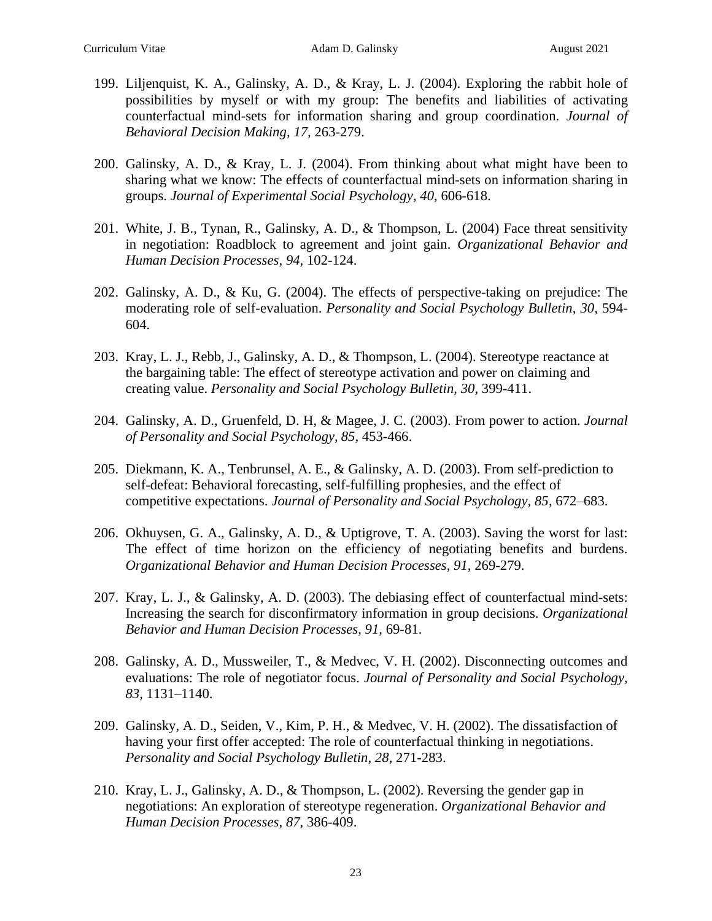199. Liljenquist, K. A., Galinsky, A. D., & Kray, L. J. (2004). Exploring the rabbit hole of possibilities by myself or with my group: The benefits and liabilities of activating counterfactual mind-sets for information sharing and group coordination. *Journal of Behavioral Decision Making, 17,* 263-279.

200. Galinsky, A. D., & Kray, L. J. (2004). From thinking about what might have been to sharing what we know: The effects of counterfactual mind-sets on information sharing in groups. *Journal of Experimental Social Psychology, 40*, 606-618.

201. White, J. B., Tynan, R., Galinsky, A. D., & Thompson, L. (2004) Face threat sensitivity in negotiation: Roadblock to agreement and joint gain. *Organizational Behavior and Human Decision Processes, 94,* 102-124.

202. Galinsky, A. D., & Ku, G. (2004). The effects of perspective-taking on prejudice: The moderating role of self-evaluation. *Personality and Social Psychology Bulletin, 30*, 594-604.

203. Kray, L. J., Rebb, J., Galinsky, A. D., & Thompson, L. (2004). Stereotype reactance at the bargaining table: The effect of stereotype activation and power on claiming and creating value. *Personality and Social Psychology Bulletin, 30,* 399-411.

204. Galinsky, A. D., Gruenfeld, D. H, & Magee, J. C. (2003). From power to action. *Journal of Personality and Social Psychology, 85*, 453-466.

205. Diekmann, K. A., Tenbrunsel, A. E., & Galinsky, A. D. (2003). From self-prediction to self-defeat: Behavioral forecasting, self-fulfilling prophesies, and the effect of competitive expectations. *Journal of Personality and Social Psychology, 85*, 672–683.

206. Okhuysen, G. A., Galinsky, A. D., & Uptigrove, T. A. (2003). Saving the worst for last: The effect of time horizon on the efficiency of negotiating benefits and burdens. *Organizational Behavior and Human Decision Processes, 91*, 269-279.

207. Kray, L. J., & Galinsky, A. D. (2003). The debiasing effect of counterfactual mind-sets: Increasing the search for disconfirmatory information in group decisions. *Organizational Behavior and Human Decision Processes, 91,* 69-81.

208. Galinsky, A. D., Mussweiler, T., & Medvec, V. H. (2002). Disconnecting outcomes and evaluations: The role of negotiator focus. *Journal of Personality and Social Psychology, 83*, 1131–1140.

209. Galinsky, A. D., Seiden, V., Kim, P. H., & Medvec, V. H. (2002). The dissatisfaction of having your first offer accepted: The role of counterfactual thinking in negotiations. *Personality and Social Psychology Bulletin, 28*, 271-283.

210. Kray, L. J., Galinsky, A. D., & Thompson, L. (2002). Reversing the gender gap in negotiations: An exploration of stereotype regeneration. *Organizational Behavior and Human Decision Processes, 87*, 386-409.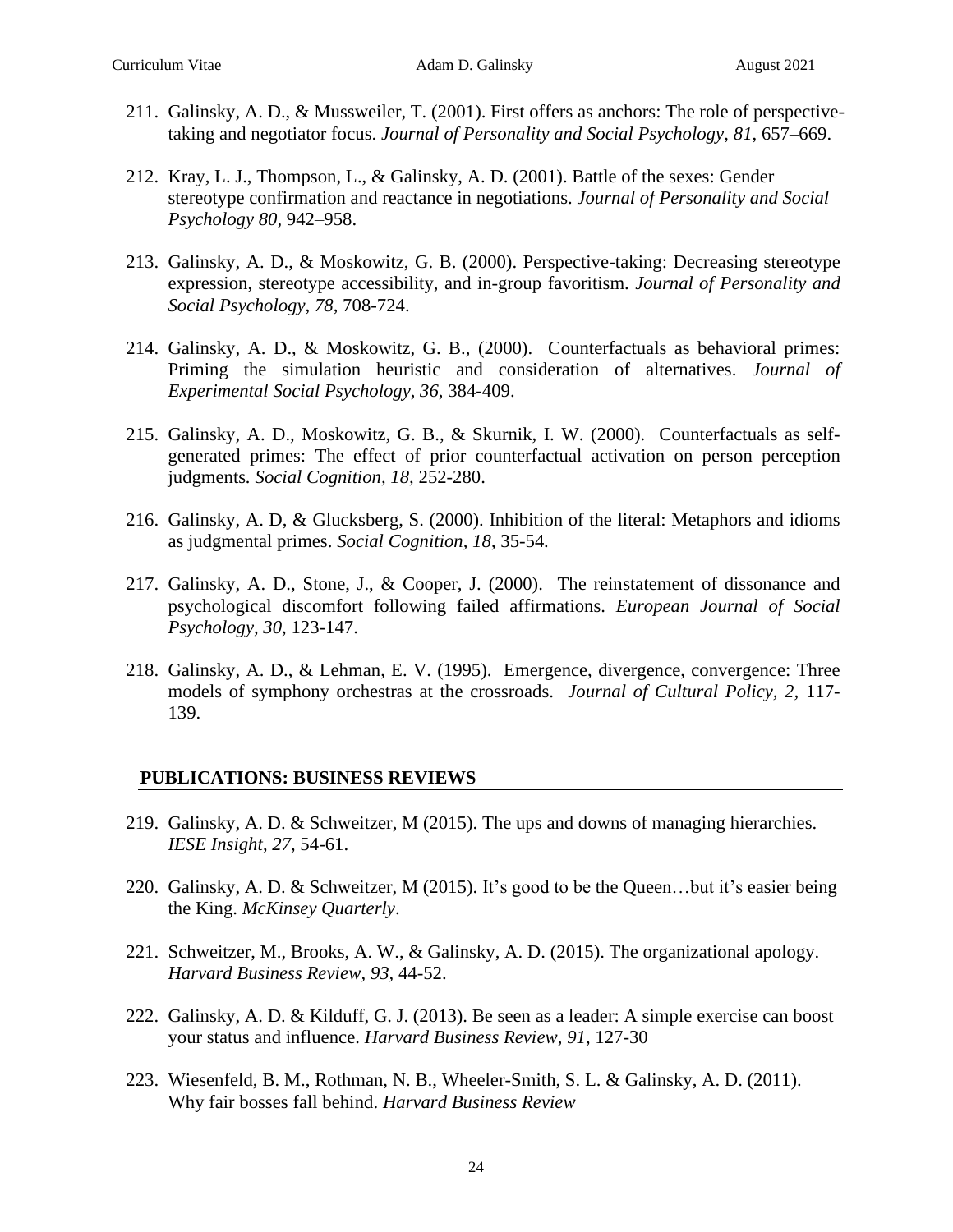211. Galinsky, A. D., & Mussweiler, T. (2001). First offers as anchors: The role of perspective-taking and negotiator focus. *Journal of Personality and Social Psychology*, *81*, 657–669.

212. Kray, L. J., Thompson, L., & Galinsky, A. D. (2001). Battle of the sexes: Gender stereotype confirmation and reactance in negotiations. *Journal of Personality and Social Psychology 80,* 942–958.

213. Galinsky, A. D., & Moskowitz, G. B. (2000). Perspective-taking: Decreasing stereotype expression, stereotype accessibility, and in-group favoritism. *Journal of Personality and Social Psychology*, *78*, 708-724.

214. Galinsky, A. D., & Moskowitz, G. B., (2000). Counterfactuals as behavioral primes: Priming the simulation heuristic and consideration of alternatives. *Journal of Experimental Social Psychology*, *36*, 384-409.

215. Galinsky, A. D., Moskowitz, G. B., & Skurnik, I. W. (2000). Counterfactuals as self-generated primes: The effect of prior counterfactual activation on person perception judgments*. Social Cognition, 18,* 252-280.

216. Galinsky, A. D, & Glucksberg, S. (2000). Inhibition of the literal: Metaphors and idioms as judgmental primes. *Social Cognition, 18*, 35-54*.*

217. Galinsky, A. D., Stone, J., & Cooper, J. (2000). The reinstatement of dissonance and psychological discomfort following failed affirmations. *European Journal of Social Psychology, 30*, 123-147.

218. Galinsky, A. D., & Lehman, E. V. (1995). Emergence, divergence, convergence: Three models of symphony orchestras at the crossroads. *Journal of Cultural Policy, 2,* 117-139.

## PUBLICATIONS: BUSINESS REVIEWS

219. Galinsky, A. D. & Schweitzer, M (2015). The ups and downs of managing hierarchies. *IESE Insight*, *27*, 54-61.

220. Galinsky, A. D. & Schweitzer, M (2015). It's good to be the Queen…but it's easier being the King. *McKinsey Quarterly*.

221. Schweitzer, M., Brooks, A. W., & Galinsky, A. D. (2015). The organizational apology. *Harvard Business Review, 93,* 44-52.

222. Galinsky, A. D. & Kilduff, G. J. (2013). Be seen as a leader: A simple exercise can boost your status and influence. *Harvard Business Review, 91*, 127-30

223. Wiesenfeld, B. M., Rothman, N. B., Wheeler-Smith, S. L. & Galinsky, A. D. (2011). Why fair bosses fall behind. *Harvard Business Review*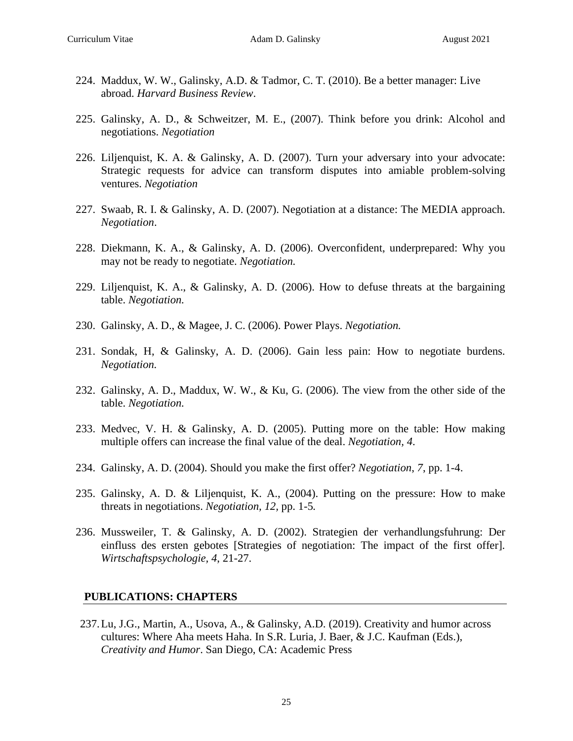224. Maddux, W. W., Galinsky, A.D. & Tadmor, C. T. (2010). Be a better manager: Live abroad. *Harvard Business Review*.

225. Galinsky, A. D., & Schweitzer, M. E., (2007). Think before you drink: Alcohol and negotiations. *Negotiation*

226. Liljenquist, K. A. & Galinsky, A. D. (2007). Turn your adversary into your advocate: Strategic requests for advice can transform disputes into amiable problem-solving ventures. *Negotiation*

227. Swaab, R. I. & Galinsky, A. D. (2007). Negotiation at a distance: The MEDIA approach. *Negotiation*.

228. Diekmann, K. A., & Galinsky, A. D. (2006). Overconfident, underprepared: Why you may not be ready to negotiate. *Negotiation.*

229. Liljenquist, K. A., & Galinsky, A. D. (2006). How to defuse threats at the bargaining table. *Negotiation.*

230. Galinsky, A. D., & Magee, J. C. (2006). Power Plays. *Negotiation.*

231. Sondak, H, & Galinsky, A. D. (2006). Gain less pain: How to negotiate burdens. *Negotiation.*

232. Galinsky, A. D., Maddux, W. W., & Ku, G. (2006). The view from the other side of the table. *Negotiation.*

233. Medvec, V. H. & Galinsky, A. D. (2005). Putting more on the table: How making multiple offers can increase the final value of the deal. *Negotiation, 4*.

234. Galinsky, A. D. (2004). Should you make the first offer? *Negotiation*, *7*, pp. 1-4.

235. Galinsky, A. D. & Liljenquist, K. A., (2004). Putting on the pressure: How to make threats in negotiations. *Negotiation, 12*, pp. 1-5*.*

236. Mussweiler, T. & Galinsky, A. D. (2002). Strategien der verhandlungsfuhrung: Der einfluss des ersten gebotes [Strategies of negotiation: The impact of the first offer]. *Wirtschaftspsychologie, 4*, 21-27.

## PUBLICATIONS: CHAPTERS

237. Lu, J.G., Martin, A., Usova, A., & Galinsky, A.D. (2019). Creativity and humor across cultures: Where Aha meets Haha. In S.R. Luria, J. Baer, & J.C. Kaufman (Eds.), *Creativity and Humor*. San Diego, CA: Academic Press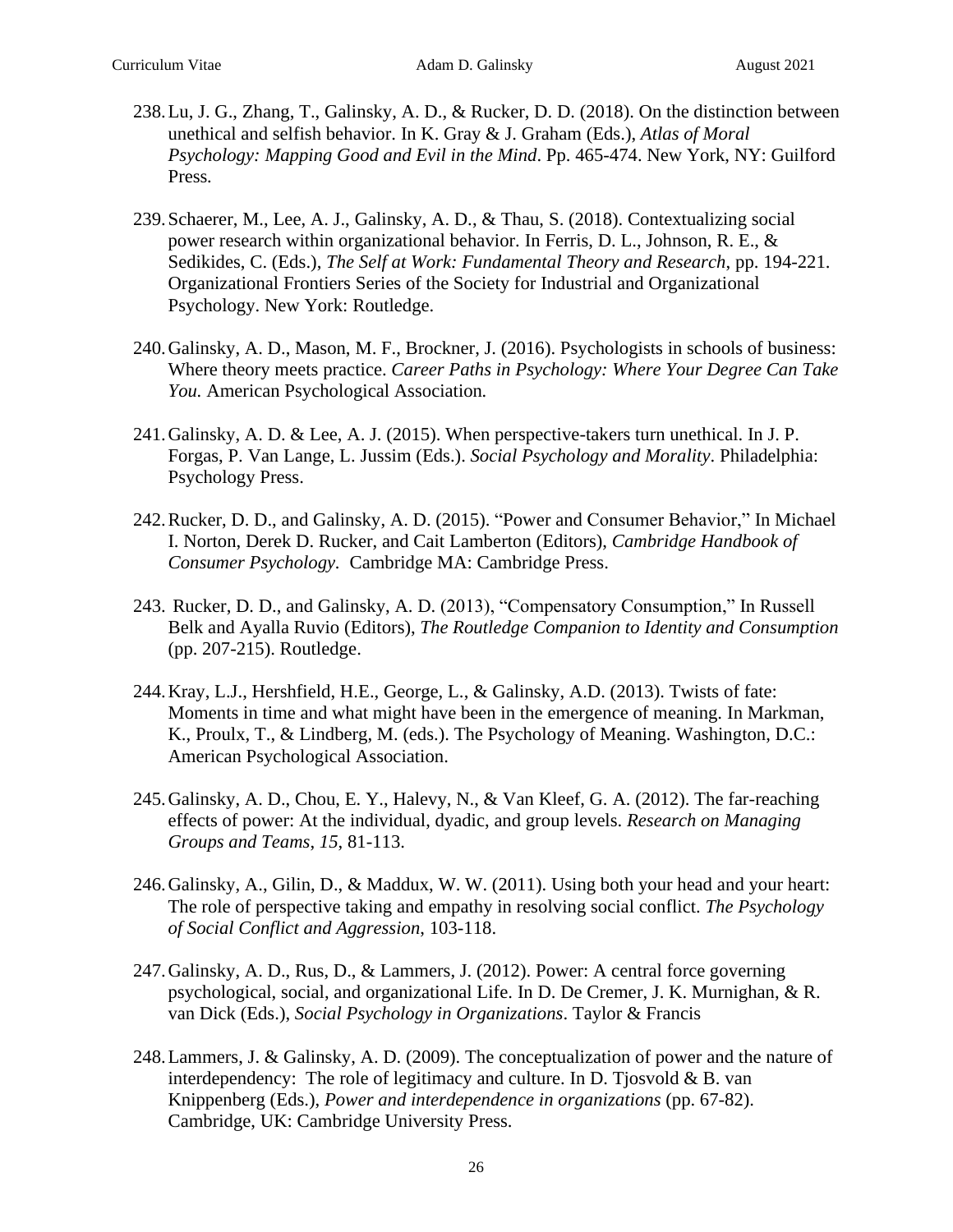238. Lu, J. G., Zhang, T., Galinsky, A. D., & Rucker, D. D. (2018). On the distinction between unethical and selfish behavior. In K. Gray & J. Graham (Eds.), *Atlas of Moral Psychology: Mapping Good and Evil in the Mind*. Pp. 465-474. New York, NY: Guilford Press.

239. Schaerer, M., Lee, A. J., Galinsky, A. D., & Thau, S. (2018). Contextualizing social power research within organizational behavior. In Ferris, D. L., Johnson, R. E., & Sedikides, C. (Eds.), *The Self at Work: Fundamental Theory and Research*, pp. 194-221. Organizational Frontiers Series of the Society for Industrial and Organizational Psychology. New York: Routledge.

240. Galinsky, A. D., Mason, M. F., Brockner, J. (2016). Psychologists in schools of business: Where theory meets practice. *Career Paths in Psychology: Where Your Degree Can Take You.* American Psychological Association.

241. Galinsky, A. D. & Lee, A. J. (2015). When perspective-takers turn unethical. In J. P. Forgas, P. Van Lange, L. Jussim (Eds.). *Social Psychology and Morality*. Philadelphia: Psychology Press.

242. Rucker, D. D., and Galinsky, A. D. (2015). "Power and Consumer Behavior," In Michael I. Norton, Derek D. Rucker, and Cait Lamberton (Editors), *Cambridge Handbook of Consumer Psychology*. Cambridge MA: Cambridge Press.

243. Rucker, D. D., and Galinsky, A. D. (2013), "Compensatory Consumption," In Russell Belk and Ayalla Ruvio (Editors), *The Routledge Companion to Identity and Consumption* (pp. 207-215). Routledge.

244. Kray, L.J., Hershfield, H.E., George, L., & Galinsky, A.D. (2013). Twists of fate: Moments in time and what might have been in the emergence of meaning. In Markman, K., Proulx, T., & Lindberg, M. (eds.). The Psychology of Meaning. Washington, D.C.: American Psychological Association.

245. Galinsky, A. D., Chou, E. Y., Halevy, N., & Van Kleef, G. A. (2012). The far-reaching effects of power: At the individual, dyadic, and group levels. *Research on Managing Groups and Teams*, *15*, 81-113.

246. Galinsky, A., Gilin, D., & Maddux, W. W. (2011). Using both your head and your heart: The role of perspective taking and empathy in resolving social conflict. *The Psychology of Social Conflict and Aggression*, 103-118.

247. Galinsky, A. D., Rus, D., & Lammers, J. (2012). Power: A central force governing psychological, social, and organizational Life. In D. De Cremer, J. K. Murnighan, & R. van Dick (Eds.), *Social Psychology in Organizations*. Taylor & Francis

248. Lammers, J. & Galinsky, A. D. (2009). The conceptualization of power and the nature of interdependency: The role of legitimacy and culture. In D. Tjosvold & B. van Knippenberg (Eds.), *Power and interdependence in organizations* (pp. 67-82). Cambridge, UK: Cambridge University Press.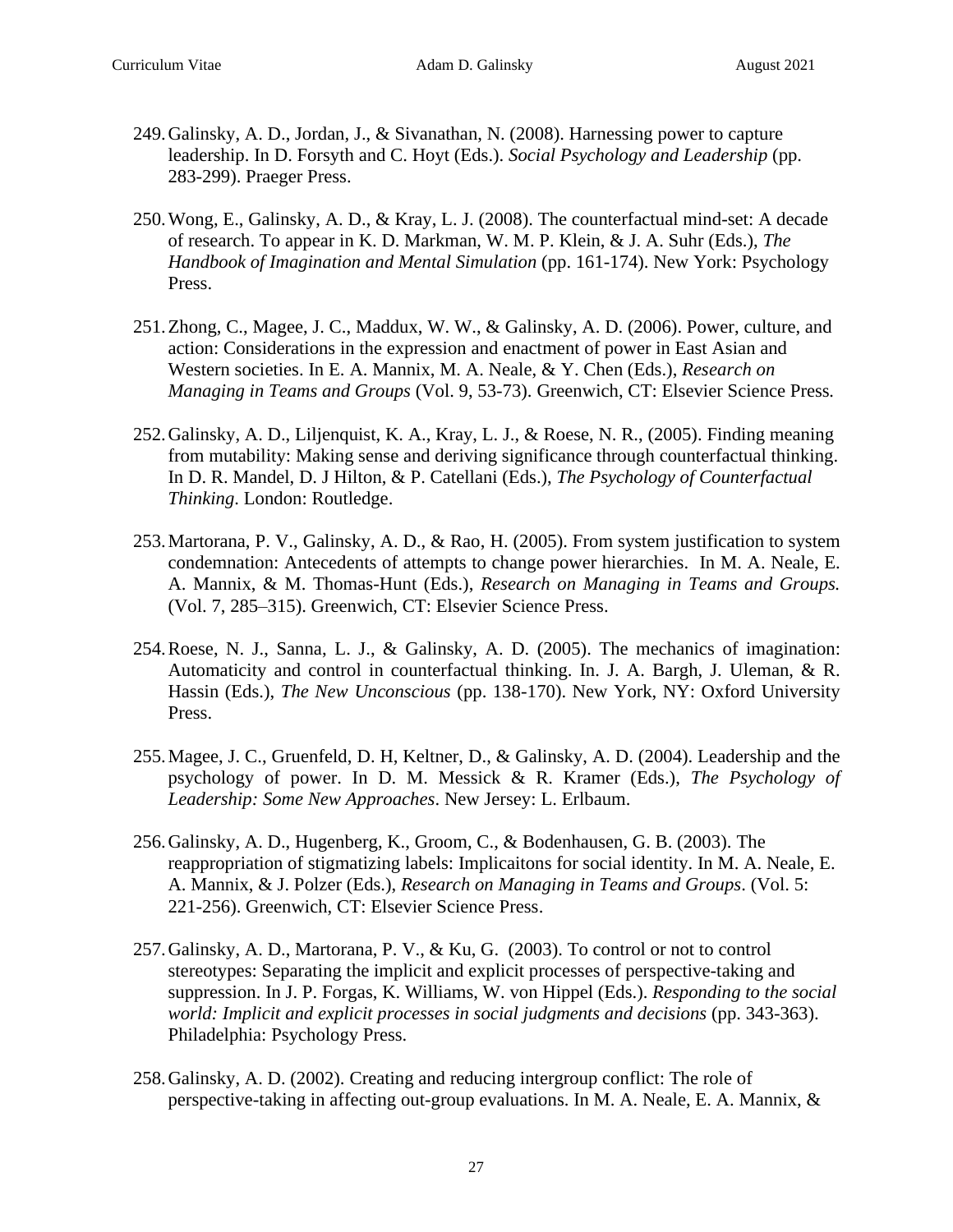249. Galinsky, A. D., Jordan, J., & Sivanathan, N. (2008). Harnessing power to capture leadership. In D. Forsyth and C. Hoyt (Eds.). *Social Psychology and Leadership* (pp. 283-299). Praeger Press.

250. Wong, E., Galinsky, A. D., & Kray, L. J. (2008). The counterfactual mind-set: A decade of research. To appear in K. D. Markman, W. M. P. Klein, & J. A. Suhr (Eds.), *The Handbook of Imagination and Mental Simulation* (pp. 161-174). New York: Psychology Press.

251. Zhong, C., Magee, J. C., Maddux, W. W., & Galinsky, A. D. (2006). Power, culture, and action: Considerations in the expression and enactment of power in East Asian and Western societies. In E. A. Mannix, M. A. Neale, & Y. Chen (Eds.), *Research on Managing in Teams and Groups* (Vol. 9, 53-73). Greenwich, CT: Elsevier Science Press.

252. Galinsky, A. D., Liljenquist, K. A., Kray, L. J., & Roese, N. R., (2005). Finding meaning from mutability: Making sense and deriving significance through counterfactual thinking. In D. R. Mandel, D. J Hilton, & P. Catellani (Eds.), *The Psychology of Counterfactual Thinking*. London: Routledge.

253. Martorana, P. V., Galinsky, A. D., & Rao, H. (2005). From system justification to system condemnation: Antecedents of attempts to change power hierarchies. In M. A. Neale, E. A. Mannix, & M. Thomas-Hunt (Eds.), *Research on Managing in Teams and Groups.* (Vol. 7, 285–315). Greenwich, CT: Elsevier Science Press.

254. Roese, N. J., Sanna, L. J., & Galinsky, A. D. (2005). The mechanics of imagination: Automaticity and control in counterfactual thinking. In. J. A. Bargh, J. Uleman, & R. Hassin (Eds.), *The New Unconscious* (pp. 138-170). New York, NY: Oxford University Press.

255. Magee, J. C., Gruenfeld, D. H, Keltner, D., & Galinsky, A. D. (2004). Leadership and the psychology of power. In D. M. Messick & R. Kramer (Eds.), *The Psychology of Leadership: Some New Approaches*. New Jersey: L. Erlbaum.

256. Galinsky, A. D., Hugenberg, K., Groom, C., & Bodenhausen, G. B. (2003). The reappropriation of stigmatizing labels: Implicaitons for social identity. In M. A. Neale, E. A. Mannix, & J. Polzer (Eds.), *Research on Managing in Teams and Groups*. (Vol. 5: 221-256). Greenwich, CT: Elsevier Science Press.

257. Galinsky, A. D., Martorana, P. V., & Ku, G. (2003). To control or not to control stereotypes: Separating the implicit and explicit processes of perspective-taking and suppression. In J. P. Forgas, K. Williams, W. von Hippel (Eds.). *Responding to the social world: Implicit and explicit processes in social judgments and decisions* (pp. 343-363). Philadelphia: Psychology Press.

258. Galinsky, A. D. (2002). Creating and reducing intergroup conflict: The role of perspective-taking in affecting out-group evaluations. In M. A. Neale, E. A. Mannix, &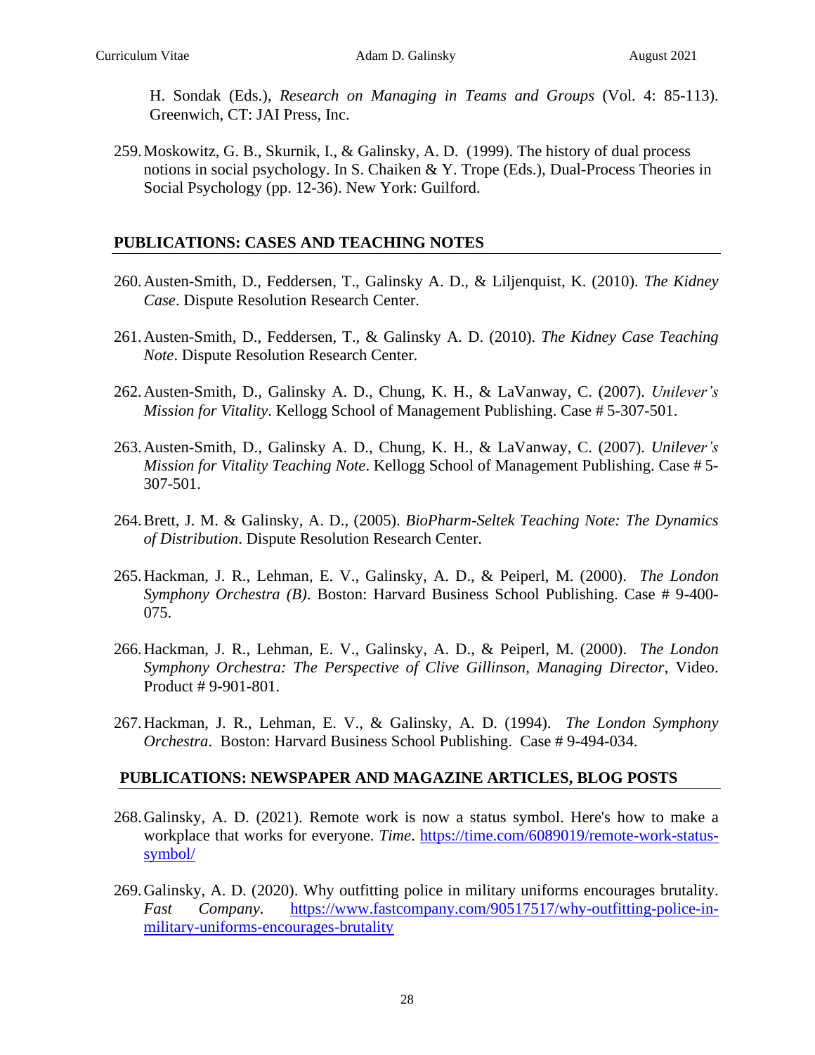H. Sondak (Eds.), *Research on Managing in Teams and Groups* (Vol. 4: 85-113). Greenwich, CT: JAI Press, Inc.

259. Moskowitz, G. B., Skurnik, I., & Galinsky, A. D. (1999). The history of dual process notions in social psychology. In S. Chaiken & Y. Trope (Eds.), Dual-Process Theories in Social Psychology (pp. 12-36). New York: Guilford.

## PUBLICATIONS: CASES AND TEACHING NOTES

260. Austen-Smith, D., Feddersen, T., Galinsky A. D., & Liljenquist, K. (2010). *The Kidney Case*. Dispute Resolution Research Center.

261. Austen-Smith, D., Feddersen, T., & Galinsky A. D. (2010). *The Kidney Case Teaching Note*. Dispute Resolution Research Center.

262. Austen-Smith, D., Galinsky A. D., Chung, K. H., & LaVanway, C. (2007). *Unilever's Mission for Vitality*. Kellogg School of Management Publishing. Case # 5-307-501.

263. Austen-Smith, D., Galinsky A. D., Chung, K. H., & LaVanway, C. (2007). *Unilever's Mission for Vitality Teaching Note*. Kellogg School of Management Publishing. Case # 5-307-501.

264. Brett, J. M. & Galinsky, A. D., (2005). *BioPharm-Seltek Teaching Note: The Dynamics of Distribution*. Dispute Resolution Research Center.

265. Hackman, J. R., Lehman, E. V., Galinsky, A. D., & Peiperl, M. (2000). *The London Symphony Orchestra (B)*. Boston: Harvard Business School Publishing. Case # 9-400-075.

266. Hackman, J. R., Lehman, E. V., Galinsky, A. D., & Peiperl, M. (2000). *The London Symphony Orchestra: The Perspective of Clive Gillinson, Managing Director*, Video. Product # 9-901-801.

267. Hackman, J. R., Lehman, E. V., & Galinsky, A. D. (1994). *The London Symphony Orchestra*. Boston: Harvard Business School Publishing. Case # 9-494-034.

## PUBLICATIONS: NEWSPAPER AND MAGAZINE ARTICLES, BLOG POSTS

268. Galinsky, A. D. (2021). Remote work is now a status symbol. Here's how to make a workplace that works for everyone. *Time*. https://time.com/6089019/remote-work-status-symbol/

269. Galinsky, A. D. (2020). Why outfitting police in military uniforms encourages brutality. *Fast Company*. https://www.fastcompany.com/90517517/why-outfitting-police-in-military-uniforms-encourages-brutality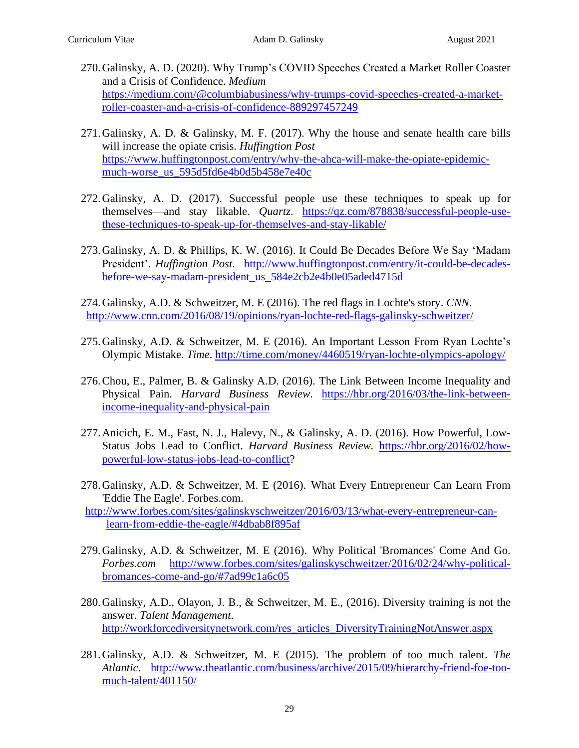270. Galinsky, A. D. (2020). Why Trump's COVID Speeches Created a Market Roller Coaster and a Crisis of Confidence. *Medium* https://medium.com/@columbiabusiness/why-trumps-covid-speeches-created-a-market-roller-coaster-and-a-crisis-of-confidence-889297457249

271. Galinsky, A. D. & Galinsky, M. F. (2017). Why the house and senate health care bills will increase the opiate crisis. *Huffington Post* https://www.huffingtonpost.com/entry/why-the-ahca-will-make-the-opiate-epidemic-much-worse_us_595d5fd6e4b0d5b458e7e40c

272. Galinsky, A. D. (2017). Successful people use these techniques to speak up for themselves—and stay likable. *Quartz*. https://qz.com/878838/successful-people-use-these-techniques-to-speak-up-for-themselves-and-stay-likable/

273. Galinsky, A. D. & Phillips, K. W. (2016). It Could Be Decades Before We Say 'Madam President'. *Huffington Post.* http://www.huffingtonpost.com/entry/it-could-be-decades-before-we-say-madam-president_us_584e2cb2e4b0e05aded4715d

274. Galinsky, A.D. & Schweitzer, M. E (2016). The red flags in Lochte's story. *CNN*. http://www.cnn.com/2016/08/19/opinions/ryan-lochte-red-flags-galinsky-schweitzer/

275. Galinsky, A.D. & Schweitzer, M. E (2016). An Important Lesson From Ryan Lochte's Olympic Mistake. *Time*. http://time.com/money/4460519/ryan-lochte-olympics-apology/

276. Chou, E., Palmer, B. & Galinsky A.D. (2016). The Link Between Income Inequality and Physical Pain. *Harvard Business Review*. https://hbr.org/2016/03/the-link-between-income-inequality-and-physical-pain

277. Anicich, E. M., Fast, N. J., Halevy, N., & Galinsky, A. D. (2016). How Powerful, Low-Status Jobs Lead to Conflict. *Harvard Business Review*. https://hbr.org/2016/02/how-powerful-low-status-jobs-lead-to-conflict?

278. Galinsky, A.D. & Schweitzer, M. E (2016). What Every Entrepreneur Can Learn From 'Eddie The Eagle'. Forbes.com. http://www.forbes.com/sites/galinskyschweitzer/2016/03/13/what-every-entrepreneur-can-learn-from-eddie-the-eagle/#4dbab8f895af

279. Galinsky, A.D. & Schweitzer, M. E (2016). Why Political 'Bromances' Come And Go. *Forbes.com* http://www.forbes.com/sites/galinskyschweitzer/2016/02/24/why-political-bromances-come-and-go/#7ad99c1a6c05

280. Galinsky, A.D., Olayon, J. B., & Schweitzer, M. E., (2016). Diversity training is not the answer. *Talent Management*. http://workforcediversitynetwork.com/res_articles_DiversityTrainingNotAnswer.aspx

281. Galinsky, A.D. & Schweitzer, M. E (2015). The problem of too much talent. *The Atlantic*. http://www.theatlantic.com/business/archive/2015/09/hierarchy-friend-foe-too-much-talent/401150/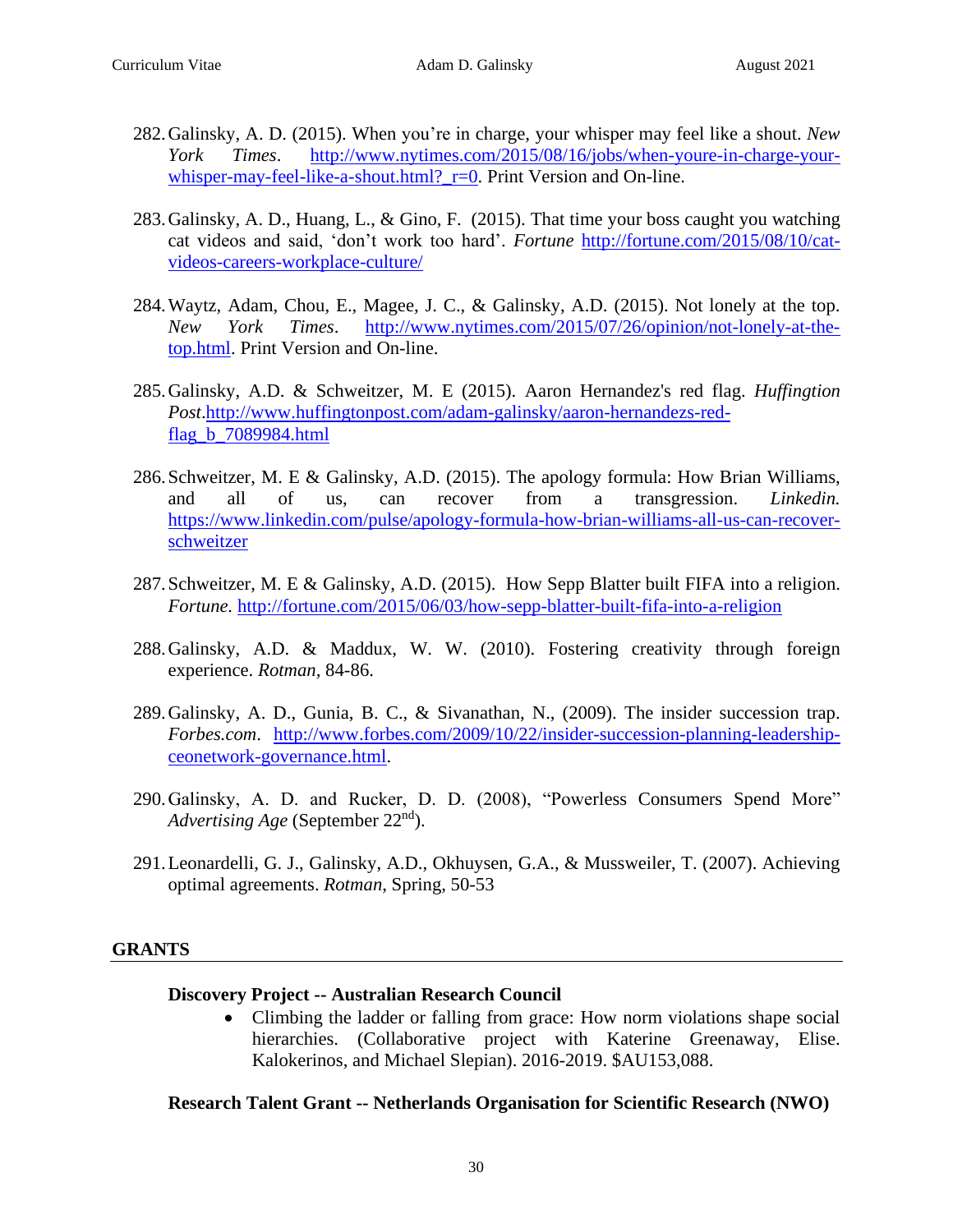282. Galinsky, A. D. (2015). When you're in charge, your whisper may feel like a shout. *New York Times*. http://www.nytimes.com/2015/08/16/jobs/when-youre-in-charge-your-whisper-may-feel-like-a-shout.html?_r=0. Print Version and On-line.

283. Galinsky, A. D., Huang, L., & Gino, F. (2015). That time your boss caught you watching cat videos and said, 'don't work too hard'. *Fortune* http://fortune.com/2015/08/10/cat-videos-careers-workplace-culture/

284. Waytz, Adam, Chou, E., Magee, J. C., & Galinsky, A.D. (2015). Not lonely at the top. *New York Times*. http://www.nytimes.com/2015/07/26/opinion/not-lonely-at-the-top.html. Print Version and On-line.

285. Galinsky, A.D. & Schweitzer, M. E (2015). Aaron Hernandez's red flag. *Huffington Post*.http://www.huffingtonpost.com/adam-galinsky/aaron-hernandezs-red-flag_b_7089984.html

286. Schweitzer, M. E & Galinsky, A.D. (2015). The apology formula: How Brian Williams, and all of us, can recover from a transgression. *Linkedin.* https://www.linkedin.com/pulse/apology-formula-how-brian-williams-all-us-can-recover-schweitzer

287. Schweitzer, M. E & Galinsky, A.D. (2015). How Sepp Blatter built FIFA into a religion. *Fortune.* http://fortune.com/2015/06/03/how-sepp-blatter-built-fifa-into-a-religion

288. Galinsky, A.D. & Maddux, W. W. (2010). Fostering creativity through foreign experience. *Rotman,* 84-86.

289. Galinsky, A. D., Gunia, B. C., & Sivanathan, N., (2009). The insider succession trap. *Forbes.com*. http://www.forbes.com/2009/10/22/insider-succession-planning-leadership-ceonetwork-governance.html.

290. Galinsky, A. D. and Rucker, D. D. (2008), "Powerless Consumers Spend More" *Advertising Age* (September 22nd).

291. Leonardelli, G. J., Galinsky, A.D., Okhuysen, G.A., & Mussweiler, T. (2007). Achieving optimal agreements. *Rotman*, Spring, 50-53

## GRANTS

**Discovery Project -- Australian Research Council**

- Climbing the ladder or falling from grace: How norm violations shape social hierarchies. (Collaborative project with Katerine Greenaway, Elise. Kalokerinos, and Michael Slepian). 2016-2019. $AU153,088.

**Research Talent Grant -- Netherlands Organisation for Scientific Research (NWO)**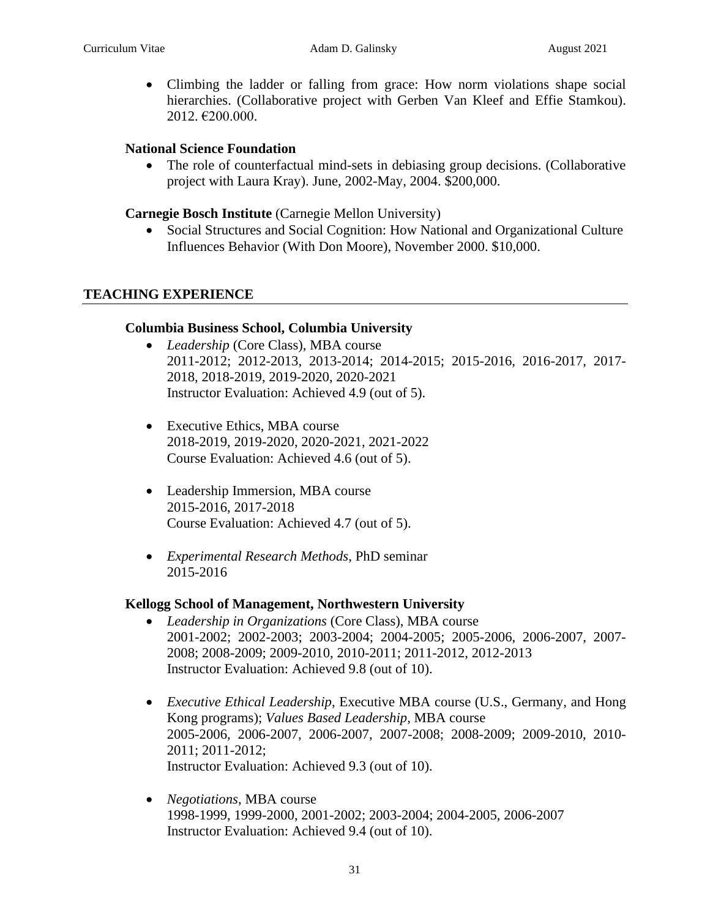- Climbing the ladder or falling from grace: How norm violations shape social hierarchies. (Collaborative project with Gerben Van Kleef and Effie Stamkou). 2012. €200.000.

**National Science Foundation**

- The role of counterfactual mind-sets in debiasing group decisions. (Collaborative project with Laura Kray). June, 2002-May, 2004. $200,000.

**Carnegie Bosch Institute** (Carnegie Mellon University)

- Social Structures and Social Cognition: How National and Organizational Culture Influences Behavior (With Don Moore), November 2000. $10,000.

## TEACHING EXPERIENCE

**Columbia Business School, Columbia University**

- *Leadership* (Core Class), MBA course
  2011-2012; 2012-2013, 2013-2014; 2014-2015; 2015-2016, 2016-2017, 2017-2018, 2018-2019, 2019-2020, 2020-2021
  Instructor Evaluation: Achieved 4.9 (out of 5).

- Executive Ethics, MBA course
  2018-2019, 2019-2020, 2020-2021, 2021-2022
  Course Evaluation: Achieved 4.6 (out of 5).

- Leadership Immersion, MBA course
  2015-2016, 2017-2018
  Course Evaluation: Achieved 4.7 (out of 5).

- *Experimental Research Methods*, PhD seminar
  2015-2016

**Kellogg School of Management, Northwestern University**

- *Leadership in Organizations* (Core Class), MBA course
  2001-2002; 2002-2003; 2003-2004; 2004-2005; 2005-2006, 2006-2007, 2007-2008; 2008-2009; 2009-2010, 2010-2011; 2011-2012, 2012-2013
  Instructor Evaluation: Achieved 9.8 (out of 10).

- *Executive Ethical Leadership*, Executive MBA course (U.S., Germany, and Hong Kong programs); *Values Based Leadership*, MBA course
  2005-2006, 2006-2007, 2006-2007, 2007-2008; 2008-2009; 2009-2010, 2010-2011; 2011-2012;
  Instructor Evaluation: Achieved 9.3 (out of 10).

- *Negotiations*, MBA course
  1998-1999, 1999-2000, 2001-2002; 2003-2004; 2004-2005, 2006-2007
  Instructor Evaluation: Achieved 9.4 (out of 10).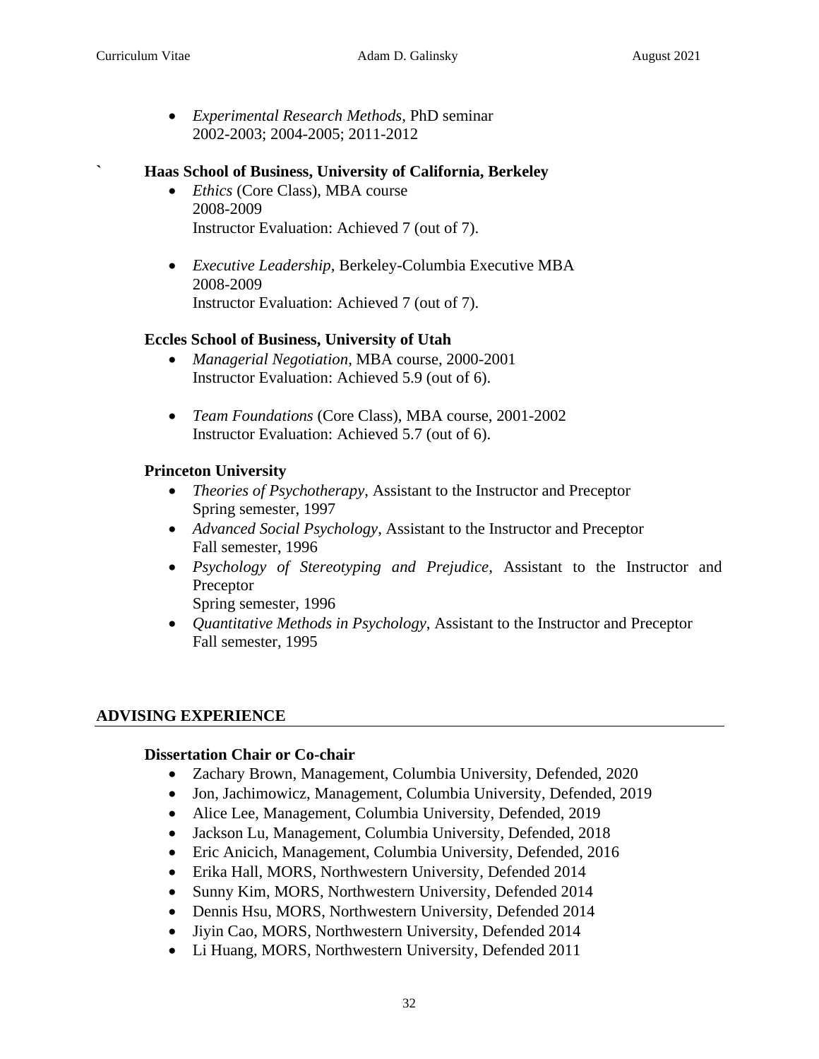- *Experimental Research Methods*, PhD seminar
  2002-2003; 2004-2005; 2011-2012

` **Haas School of Business, University of California, Berkeley**

- *Ethics* (Core Class), MBA course
  2008-2009
  Instructor Evaluation: Achieved 7 (out of 7).

- *Executive Leadership*, Berkeley-Columbia Executive MBA
  2008-2009
  Instructor Evaluation: Achieved 7 (out of 7).

**Eccles School of Business, University of Utah**

- *Managerial Negotiation*, MBA course, 2000-2001
  Instructor Evaluation: Achieved 5.9 (out of 6).

- *Team Foundations* (Core Class), MBA course, 2001-2002
  Instructor Evaluation: Achieved 5.7 (out of 6).

**Princeton University**

- *Theories of Psychotherapy*, Assistant to the Instructor and Preceptor
  Spring semester, 1997
- *Advanced Social Psychology*, Assistant to the Instructor and Preceptor
  Fall semester, 1996
- *Psychology of Stereotyping and Prejudice*, Assistant to the Instructor and Preceptor
  Spring semester, 1996
- *Quantitative Methods in Psychology*, Assistant to the Instructor and Preceptor
  Fall semester, 1995

## ADVISING EXPERIENCE

**Dissertation Chair or Co-chair**

- Zachary Brown, Management, Columbia University, Defended, 2020
- Jon, Jachimowicz, Management, Columbia University, Defended, 2019
- Alice Lee, Management, Columbia University, Defended, 2019
- Jackson Lu, Management, Columbia University, Defended, 2018
- Eric Anicich, Management, Columbia University, Defended, 2016
- Erika Hall, MORS, Northwestern University, Defended 2014
- Sunny Kim, MORS, Northwestern University, Defended 2014
- Dennis Hsu, MORS, Northwestern University, Defended 2014
- Jiyin Cao, MORS, Northwestern University, Defended 2014
- Li Huang, MORS, Northwestern University, Defended 2011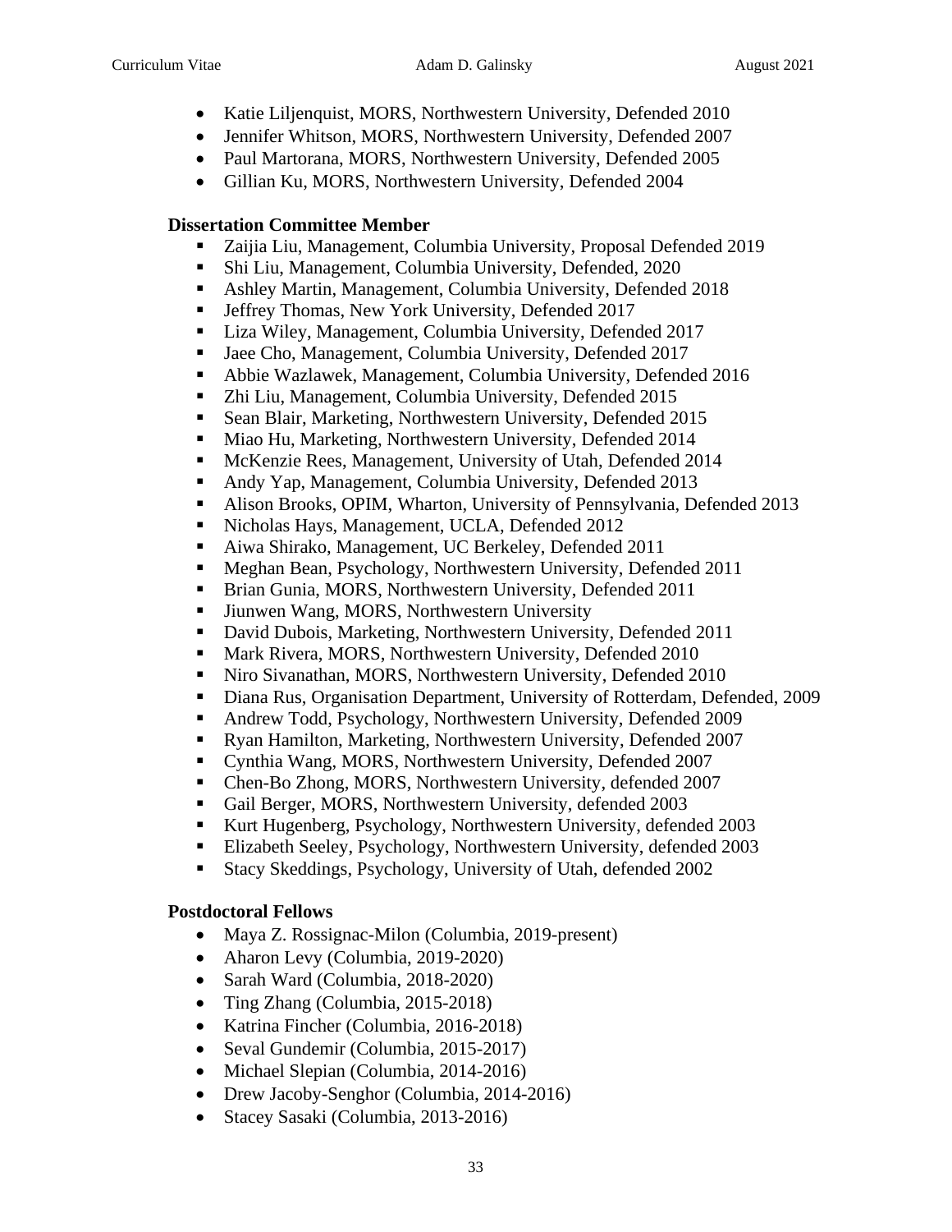- Katie Liljenquist, MORS, Northwestern University, Defended 2010
- Jennifer Whitson, MORS, Northwestern University, Defended 2007
- Paul Martorana, MORS, Northwestern University, Defended 2005
- Gillian Ku, MORS, Northwestern University, Defended 2004

**Dissertation Committee Member**

- Zaijia Liu, Management, Columbia University, Proposal Defended 2019
- Shi Liu, Management, Columbia University, Defended, 2020
- Ashley Martin, Management, Columbia University, Defended 2018
- Jeffrey Thomas, New York University, Defended 2017
- Liza Wiley, Management, Columbia University, Defended 2017
- Jaee Cho, Management, Columbia University, Defended 2017
- Abbie Wazlawek, Management, Columbia University, Defended 2016
- Zhi Liu, Management, Columbia University, Defended 2015
- Sean Blair, Marketing, Northwestern University, Defended 2015
- Miao Hu, Marketing, Northwestern University, Defended 2014
- McKenzie Rees, Management, University of Utah, Defended 2014
- Andy Yap, Management, Columbia University, Defended 2013
- Alison Brooks, OPIM, Wharton, University of Pennsylvania, Defended 2013
- Nicholas Hays, Management, UCLA, Defended 2012
- Aiwa Shirako, Management, UC Berkeley, Defended 2011
- Meghan Bean, Psychology, Northwestern University, Defended 2011
- Brian Gunia, MORS, Northwestern University, Defended 2011
- Jiunwen Wang, MORS, Northwestern University
- David Dubois, Marketing, Northwestern University, Defended 2011
- Mark Rivera, MORS, Northwestern University, Defended 2010
- Niro Sivanathan, MORS, Northwestern University, Defended 2010
- Diana Rus, Organisation Department, University of Rotterdam, Defended, 2009
- Andrew Todd, Psychology, Northwestern University, Defended 2009
- Ryan Hamilton, Marketing, Northwestern University, Defended 2007
- Cynthia Wang, MORS, Northwestern University, Defended 2007
- Chen-Bo Zhong, MORS, Northwestern University, defended 2007
- Gail Berger, MORS, Northwestern University, defended 2003
- Kurt Hugenberg, Psychology, Northwestern University, defended 2003
- Elizabeth Seeley, Psychology, Northwestern University, defended 2003
- Stacy Skeddings, Psychology, University of Utah, defended 2002

**Postdoctoral Fellows**

- Maya Z. Rossignac-Milon (Columbia, 2019-present)
- Aharon Levy (Columbia, 2019-2020)
- Sarah Ward (Columbia, 2018-2020)
- Ting Zhang (Columbia, 2015-2018)
- Katrina Fincher (Columbia, 2016-2018)
- Seval Gundemir (Columbia, 2015-2017)
- Michael Slepian (Columbia, 2014-2016)
- Drew Jacoby-Senghor (Columbia, 2014-2016)
- Stacey Sasaki (Columbia, 2013-2016)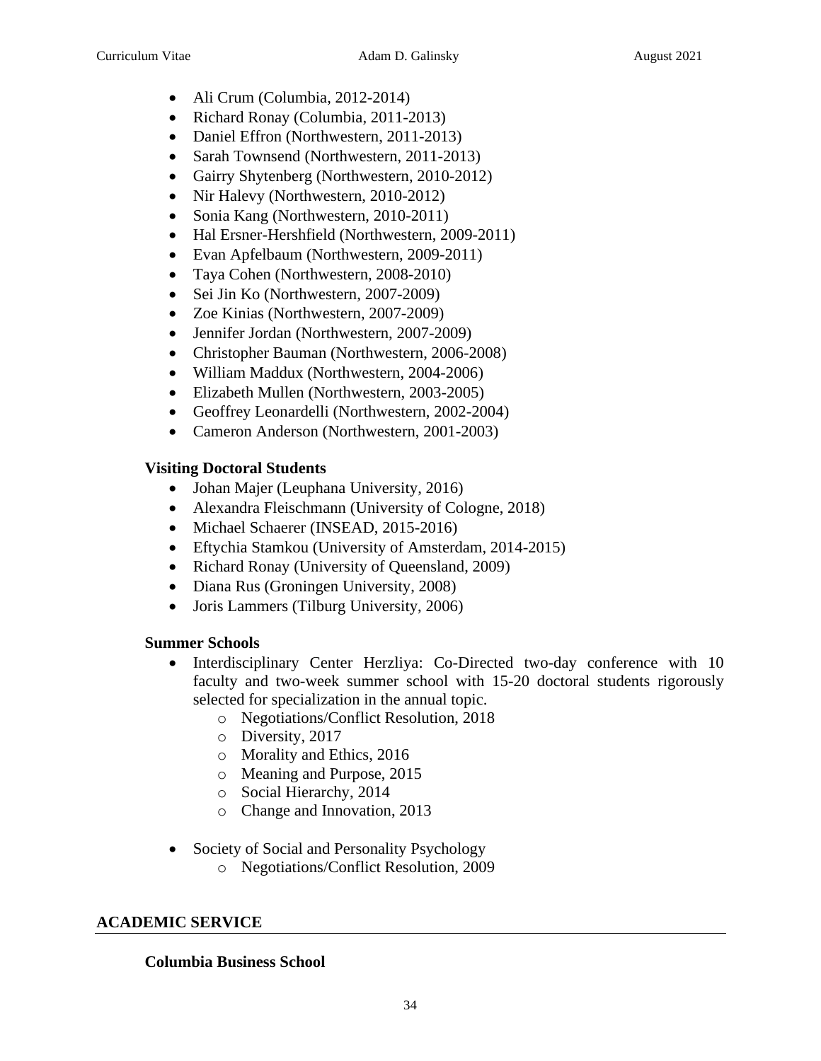- Ali Crum (Columbia, 2012-2014)
- Richard Ronay (Columbia, 2011-2013)
- Daniel Effron (Northwestern, 2011-2013)
- Sarah Townsend (Northwestern, 2011-2013)
- Gairry Shytenberg (Northwestern, 2010-2012)
- Nir Halevy (Northwestern, 2010-2012)
- Sonia Kang (Northwestern, 2010-2011)
- Hal Ersner-Hershfield (Northwestern, 2009-2011)
- Evan Apfelbaum (Northwestern, 2009-2011)
- Taya Cohen (Northwestern, 2008-2010)
- Sei Jin Ko (Northwestern, 2007-2009)
- Zoe Kinias (Northwestern, 2007-2009)
- Jennifer Jordan (Northwestern, 2007-2009)
- Christopher Bauman (Northwestern, 2006-2008)
- William Maddux (Northwestern, 2004-2006)
- Elizabeth Mullen (Northwestern, 2003-2005)
- Geoffrey Leonardelli (Northwestern, 2002-2004)
- Cameron Anderson (Northwestern, 2001-2003)

### Visiting Doctoral Students

- Johan Majer (Leuphana University, 2016)
- Alexandra Fleischmann (University of Cologne, 2018)
- Michael Schaerer (INSEAD, 2015-2016)
- Eftychia Stamkou (University of Amsterdam, 2014-2015)
- Richard Ronay (University of Queensland, 2009)
- Diana Rus (Groningen University, 2008)
- Joris Lammers (Tilburg University, 2006)

### Summer Schools

- Interdisciplinary Center Herzliya: Co-Directed two-day conference with 10 faculty and two-week summer school with 15-20 doctoral students rigorously selected for specialization in the annual topic.
  - Negotiations/Conflict Resolution, 2018
  - Diversity, 2017
  - Morality and Ethics, 2016
  - Meaning and Purpose, 2015
  - Social Hierarchy, 2014
  - Change and Innovation, 2013

- Society of Social and Personality Psychology
  - Negotiations/Conflict Resolution, 2009

## ACADEMIC SERVICE

### Columbia Business School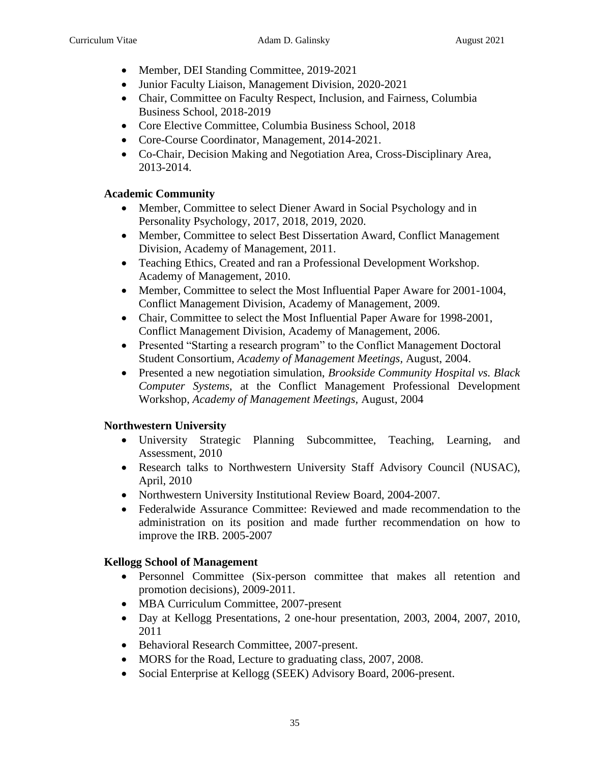- Member, DEI Standing Committee, 2019-2021
- Junior Faculty Liaison, Management Division, 2020-2021
- Chair, Committee on Faculty Respect, Inclusion, and Fairness, Columbia Business School, 2018-2019
- Core Elective Committee, Columbia Business School, 2018
- Core-Course Coordinator, Management, 2014-2021.
- Co-Chair, Decision Making and Negotiation Area, Cross-Disciplinary Area, 2013-2014.

**Academic Community**

- Member, Committee to select Diener Award in Social Psychology and in Personality Psychology, 2017, 2018, 2019, 2020.
- Member, Committee to select Best Dissertation Award, Conflict Management Division, Academy of Management, 2011.
- Teaching Ethics, Created and ran a Professional Development Workshop. Academy of Management, 2010.
- Member, Committee to select the Most Influential Paper Aware for 2001-1004, Conflict Management Division, Academy of Management, 2009.
- Chair, Committee to select the Most Influential Paper Aware for 1998-2001, Conflict Management Division, Academy of Management, 2006.
- Presented "Starting a research program" to the Conflict Management Doctoral Student Consortium, *Academy of Management Meetings*, August, 2004.
- Presented a new negotiation simulation, *Brookside Community Hospital vs. Black Computer Systems*, at the Conflict Management Professional Development Workshop, *Academy of Management Meetings*, August, 2004

**Northwestern University**

- University Strategic Planning Subcommittee, Teaching, Learning, and Assessment, 2010
- Research talks to Northwestern University Staff Advisory Council (NUSAC), April, 2010
- Northwestern University Institutional Review Board, 2004-2007.
- Federalwide Assurance Committee: Reviewed and made recommendation to the administration on its position and made further recommendation on how to improve the IRB. 2005-2007

**Kellogg School of Management**

- Personnel Committee (Six-person committee that makes all retention and promotion decisions), 2009-2011.
- MBA Curriculum Committee, 2007-present
- Day at Kellogg Presentations, 2 one-hour presentation, 2003, 2004, 2007, 2010, 2011
- Behavioral Research Committee, 2007-present.
- MORS for the Road, Lecture to graduating class, 2007, 2008.
- Social Enterprise at Kellogg (SEEK) Advisory Board, 2006-present.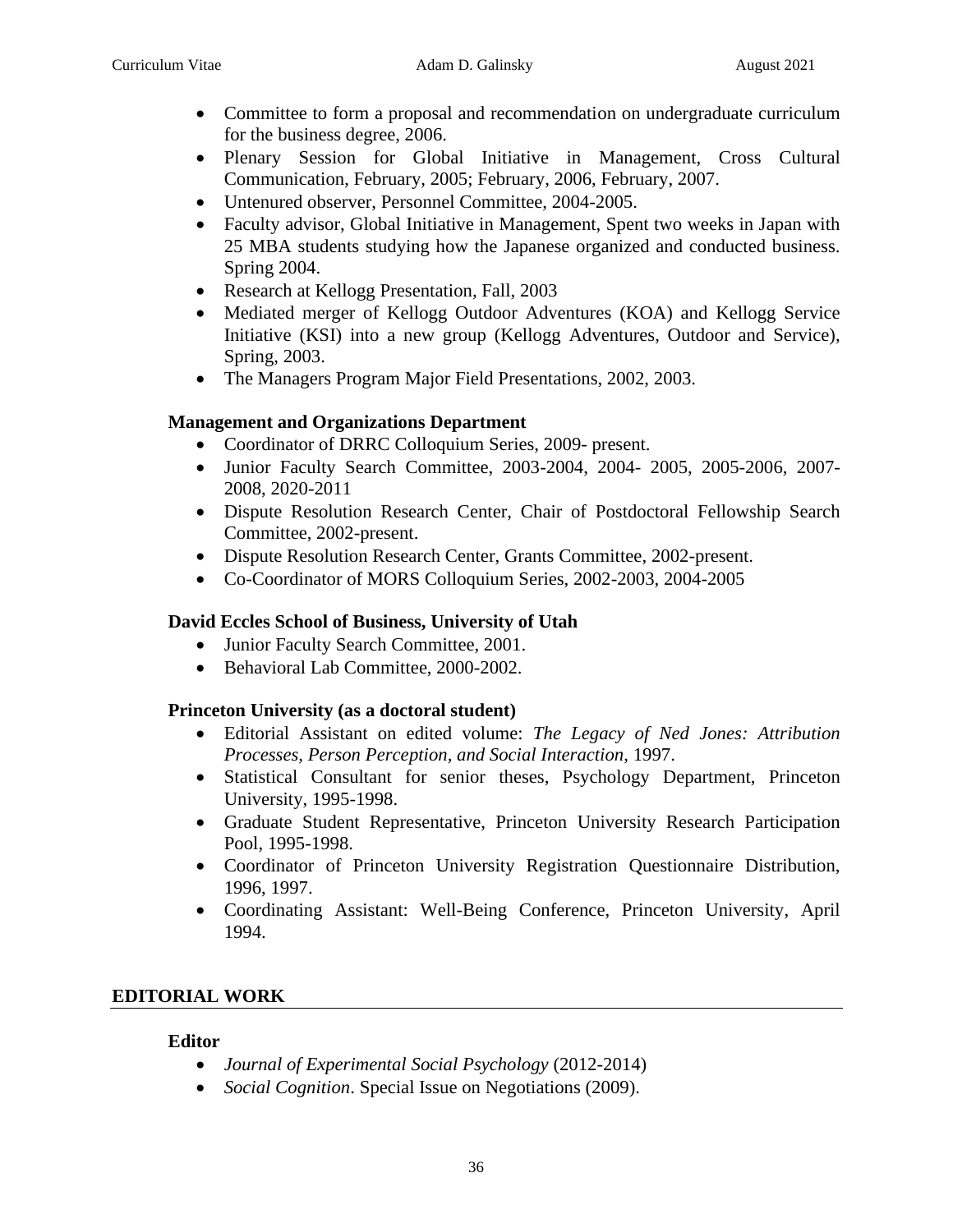- Committee to form a proposal and recommendation on undergraduate curriculum for the business degree, 2006.
- Plenary Session for Global Initiative in Management, Cross Cultural Communication, February, 2005; February, 2006, February, 2007.
- Untenured observer, Personnel Committee, 2004-2005.
- Faculty advisor, Global Initiative in Management, Spent two weeks in Japan with 25 MBA students studying how the Japanese organized and conducted business. Spring 2004.
- Research at Kellogg Presentation, Fall, 2003
- Mediated merger of Kellogg Outdoor Adventures (KOA) and Kellogg Service Initiative (KSI) into a new group (Kellogg Adventures, Outdoor and Service), Spring, 2003.
- The Managers Program Major Field Presentations, 2002, 2003.

### Management and Organizations Department

- Coordinator of DRRC Colloquium Series, 2009- present.
- Junior Faculty Search Committee, 2003-2004, 2004- 2005, 2005-2006, 2007-2008, 2020-2011
- Dispute Resolution Research Center, Chair of Postdoctoral Fellowship Search Committee, 2002-present.
- Dispute Resolution Research Center, Grants Committee, 2002-present.
- Co-Coordinator of MORS Colloquium Series, 2002-2003, 2004-2005

### David Eccles School of Business, University of Utah

- Junior Faculty Search Committee, 2001.
- Behavioral Lab Committee, 2000-2002.

### Princeton University (as a doctoral student)

- Editorial Assistant on edited volume: *The Legacy of Ned Jones: Attribution Processes, Person Perception, and Social Interaction*, 1997.
- Statistical Consultant for senior theses, Psychology Department, Princeton University, 1995-1998.
- Graduate Student Representative, Princeton University Research Participation Pool, 1995-1998.
- Coordinator of Princeton University Registration Questionnaire Distribution, 1996, 1997.
- Coordinating Assistant: Well-Being Conference, Princeton University, April 1994.

## EDITORIAL WORK

### Editor

- *Journal of Experimental Social Psychology* (2012-2014)
- *Social Cognition*. Special Issue on Negotiations (2009).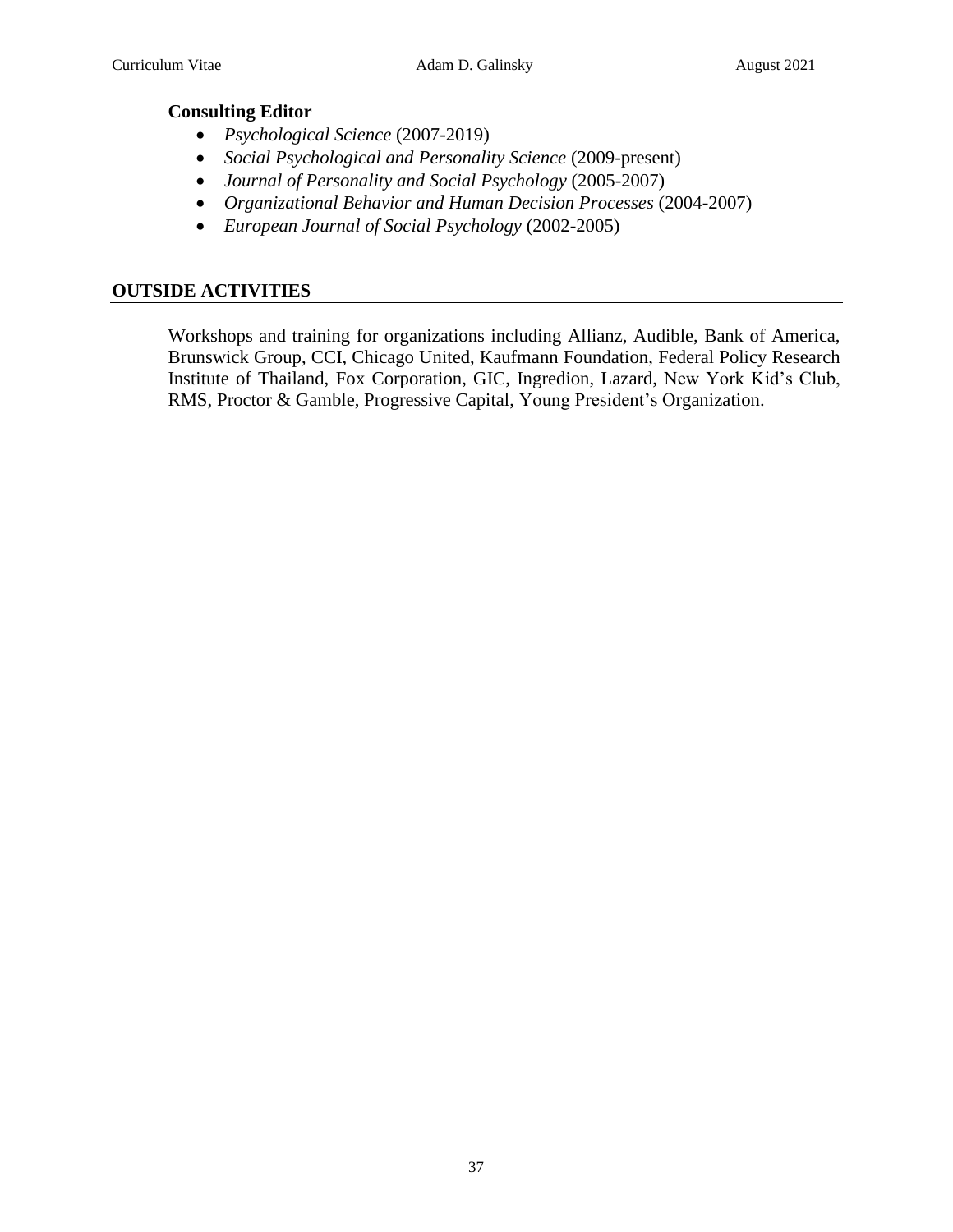**Consulting Editor**

- *Psychological Science* (2007-2019)
- *Social Psychological and Personality Science* (2009-present)
- *Journal of Personality and Social Psychology* (2005-2007)
- *Organizational Behavior and Human Decision Processes* (2004-2007)
- *European Journal of Social Psychology* (2002-2005)

## OUTSIDE ACTIVITIES

Workshops and training for organizations including Allianz, Audible, Bank of America, Brunswick Group, CCI, Chicago United, Kaufmann Foundation, Federal Policy Research Institute of Thailand, Fox Corporation, GIC, Ingredion, Lazard, New York Kid's Club, RMS, Proctor & Gamble, Progressive Capital, Young President's Organization.